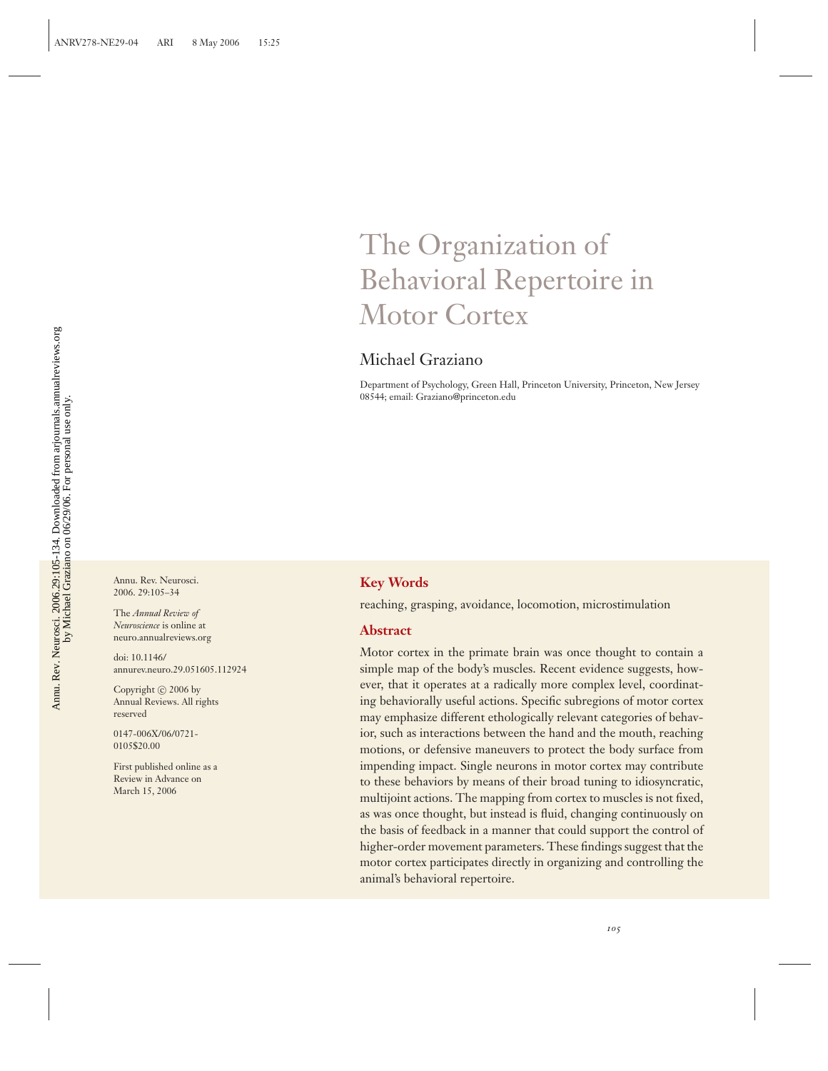# The Organization of Behavioral Repertoire in Motor Cortex

Michael Graziano

Department of Psychology, Green Hall, Princeton University, Princeton, New Jersey 08544; email: Graziano@princeton.edu

Annu. Rev. Neurosci. 2006. 29:105–34

The *Annual Review of Neuroscience* is online at neuro.annualreviews.org

doi: 10.1146/annurev.neuro.29.051605.112924

Copyright © 2006 by Annual Reviews. All rights reserved

0147-006X/06/0721-0105$20.00

First published online as a Review in Advance on March 15, 2006

## Key Words

reaching, grasping, avoidance, locomotion, microstimulation

## Abstract

Motor cortex in the primate brain was once thought to contain a simple map of the body's muscles. Recent evidence suggests, however, that it operates at a radically more complex level, coordinating behaviorally useful actions. Specific subregions of motor cortex may emphasize different ethologically relevant categories of behavior, such as interactions between the hand and the mouth, reaching motions, or defensive maneuvers to protect the body surface from impending impact. Single neurons in motor cortex may contribute to these behaviors by means of their broad tuning to idiosyncratic, multijoint actions. The mapping from cortex to muscles is not fixed, as was once thought, but instead is fluid, changing continuously on the basis of feedback in a manner that could support the control of higher-order movement parameters. These findings suggest that the motor cortex participates directly in organizing and controlling the animal's behavioral repertoire.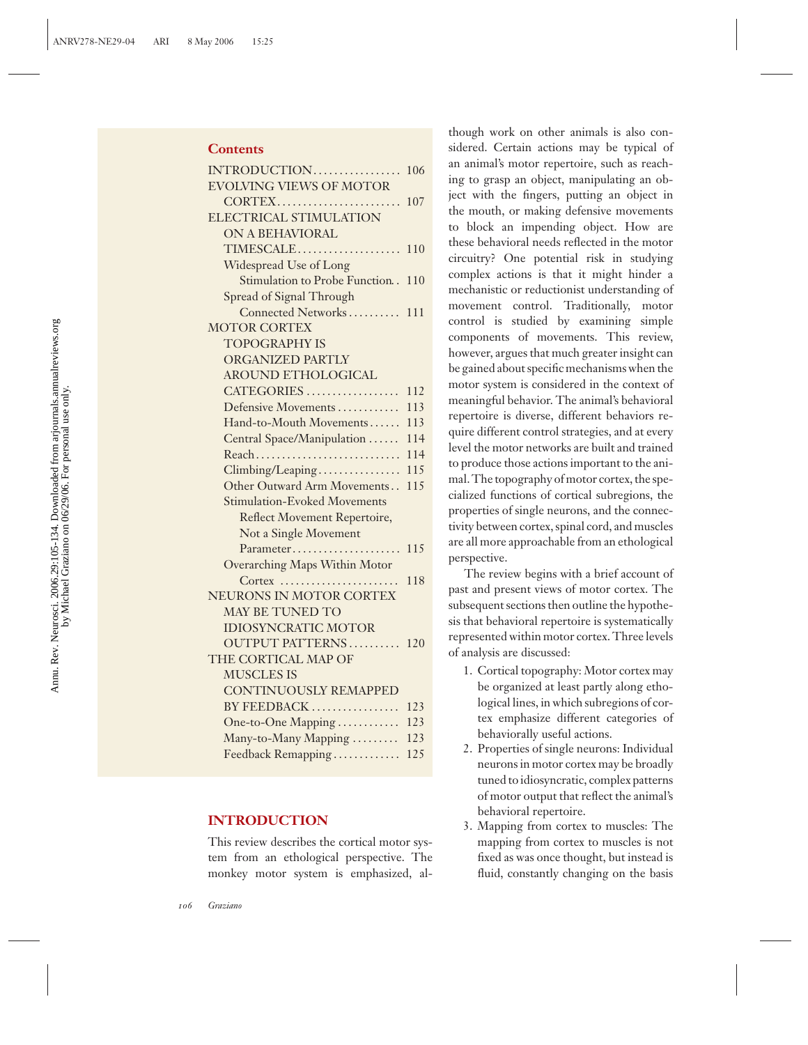## Contents

INTRODUCTION . . . . . . . . . . . . . . . . . 106
EVOLVING VIEWS OF MOTOR CORTEX . . . . . . . . . . . . . . . . . . . . . . . 107
ELECTRICAL STIMULATION ON A BEHAVIORAL TIMESCALE . . . . . . . . . . . . . . . . . . . . 110
- Widespread Use of Long Stimulation to Probe Function . . 110
- Spread of Signal Through Connected Networks . . . . . . . . . . 111

MOTOR CORTEX TOPOGRAPHY IS ORGANIZED PARTLY AROUND ETHOLOGICAL CATEGORIES . . . . . . . . . . . . . . . . . . 112
- Defensive Movements . . . . . . . . . . . . 113
- Hand-to-Mouth Movements . . . . . . 113
- Central Space/Manipulation . . . . . . 114
- Reach . . . . . . . . . . . . . . . . . . . . . . . . . . . . 114
- Climbing/Leaping . . . . . . . . . . . . . . . . 115
- Other Outward Arm Movements . . 115
- Stimulation-Evoked Movements Reflect Movement Repertoire, Not a Single Movement Parameter . . . . . . . . . . . . . . . . . . . . . 115
- Overarching Maps Within Motor Cortex . . . . . . . . . . . . . . . . . . . . . . . 118

NEURONS IN MOTOR CORTEX MAY BE TUNED TO IDIOSYNCRATIC MOTOR OUTPUT PATTERNS . . . . . . . . . . 120
THE CORTICAL MAP OF MUSCLES IS CONTINUOUSLY REMAPPED BY FEEDBACK . . . . . . . . . . . . . . . . . 123
- One-to-One Mapping . . . . . . . . . . . . 123
- Many-to-Many Mapping . . . . . . . . . 123
- Feedback Remapping . . . . . . . . . . . . . 125

## INTRODUCTION

This review describes the cortical motor system from an ethological perspective. The monkey motor system is emphasized, although work on other animals is also considered. Certain actions may be typical of an animal's motor repertoire, such as reaching to grasp an object, manipulating an object with the fingers, putting an object in the mouth, or making defensive movements to block an impending object. How are these behavioral needs reflected in the motor circuitry? One potential risk in studying complex actions is that it might hinder a mechanistic or reductionist understanding of movement control. Traditionally, motor control is studied by examining simple components of movements. This review, however, argues that much greater insight can be gained about specific mechanisms when the motor system is considered in the context of meaningful behavior. The animal's behavioral repertoire is diverse, different behaviors require different control strategies, and at every level the motor networks are built and trained to produce those actions important to the animal. The topography of motor cortex, the specialized functions of cortical subregions, the properties of single neurons, and the connectivity between cortex, spinal cord, and muscles are all more approachable from an ethological perspective.

The review begins with a brief account of past and present views of motor cortex. The subsequent sections then outline the hypothesis that behavioral repertoire is systematically represented within motor cortex. Three levels of analysis are discussed:

1. Cortical topography: Motor cortex may be organized at least partly along ethological lines, in which subregions of cortex emphasize different categories of behaviorally useful actions.
2. Properties of single neurons: Individual neurons in motor cortex may be broadly tuned to idiosyncratic, complex patterns of motor output that reflect the animal's behavioral repertoire.
3. Mapping from cortex to muscles: The mapping from cortex to muscles is not fixed as was once thought, but instead is fluid, constantly changing on the basis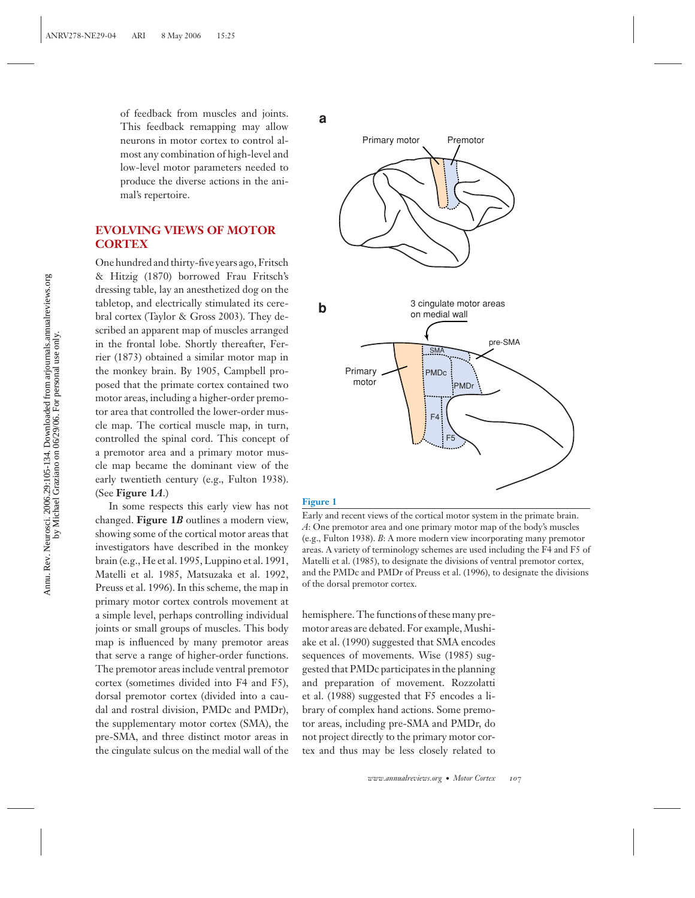of feedback from muscles and joints. This feedback remapping may allow neurons in motor cortex to control almost any combination of high-level and low-level motor parameters needed to produce the diverse actions in the animal's repertoire.

## EVOLVING VIEWS OF MOTOR CORTEX

One hundred and thirty-five years ago, Fritsch & Hitzig (1870) borrowed Frau Fritsch's dressing table, lay an anesthetized dog on the tabletop, and electrically stimulated its cerebral cortex (Taylor & Gross 2003). They described an apparent map of muscles arranged in the frontal lobe. Shortly thereafter, Ferrier (1873) obtained a similar motor map in the monkey brain. By 1905, Campbell proposed that the primate cortex contained two motor areas, including a higher-order premotor area that controlled the lower-order muscle map. The cortical muscle map, in turn, controlled the spinal cord. This concept of a premotor area and a primary motor muscle map became the dominant view of the early twentieth century (e.g., Fulton 1938). (See **Figure 1*A***.)

In some respects this early view has not changed. **Figure 1*B*** outlines a modern view, showing some of the cortical motor areas that investigators have described in the monkey brain (e.g., He et al. 1995, Luppino et al. 1991, Matelli et al. 1985, Matsuzaka et al. 1992, Preuss et al. 1996). In this scheme, the map in primary motor cortex controls movement at a simple level, perhaps controlling individual joints or small groups of muscles. This body map is influenced by many premotor areas that serve a range of higher-order functions. The premotor areas include ventral premotor cortex (sometimes divided into F4 and F5), dorsal premotor cortex (divided into a caudal and rostral division, PMDc and PMDr), the supplementary motor cortex (SMA), the pre-SMA, and three distinct motor areas in the cingulate sulcus on the medial wall of the hemisphere. The functions of these many premotor areas are debated. For example, Mushiake et al. (1990) suggested that SMA encodes sequences of movements. Wise (1985) suggested that PMDc participates in the planning and preparation of movement. Rozzolatti et al. (1988) suggested that F5 encodes a library of complex hand actions. Some premotor areas, including pre-SMA and PMDr, do not project directly to the primary motor cortex and thus may be less closely related to

**Figure 1**

Early and recent views of the cortical motor system in the primate brain. *A*: One premotor area and one primary motor map of the body's muscles (e.g., Fulton 1938). *B*: A more modern view incorporating many premotor areas. A variety of terminology schemes are used including the F4 and F5 of Matelli et al. (1985), to designate the divisions of ventral premotor cortex, and the PMDc and PMDr of Preuss et al. (1996), to designate the divisions of the dorsal premotor cortex.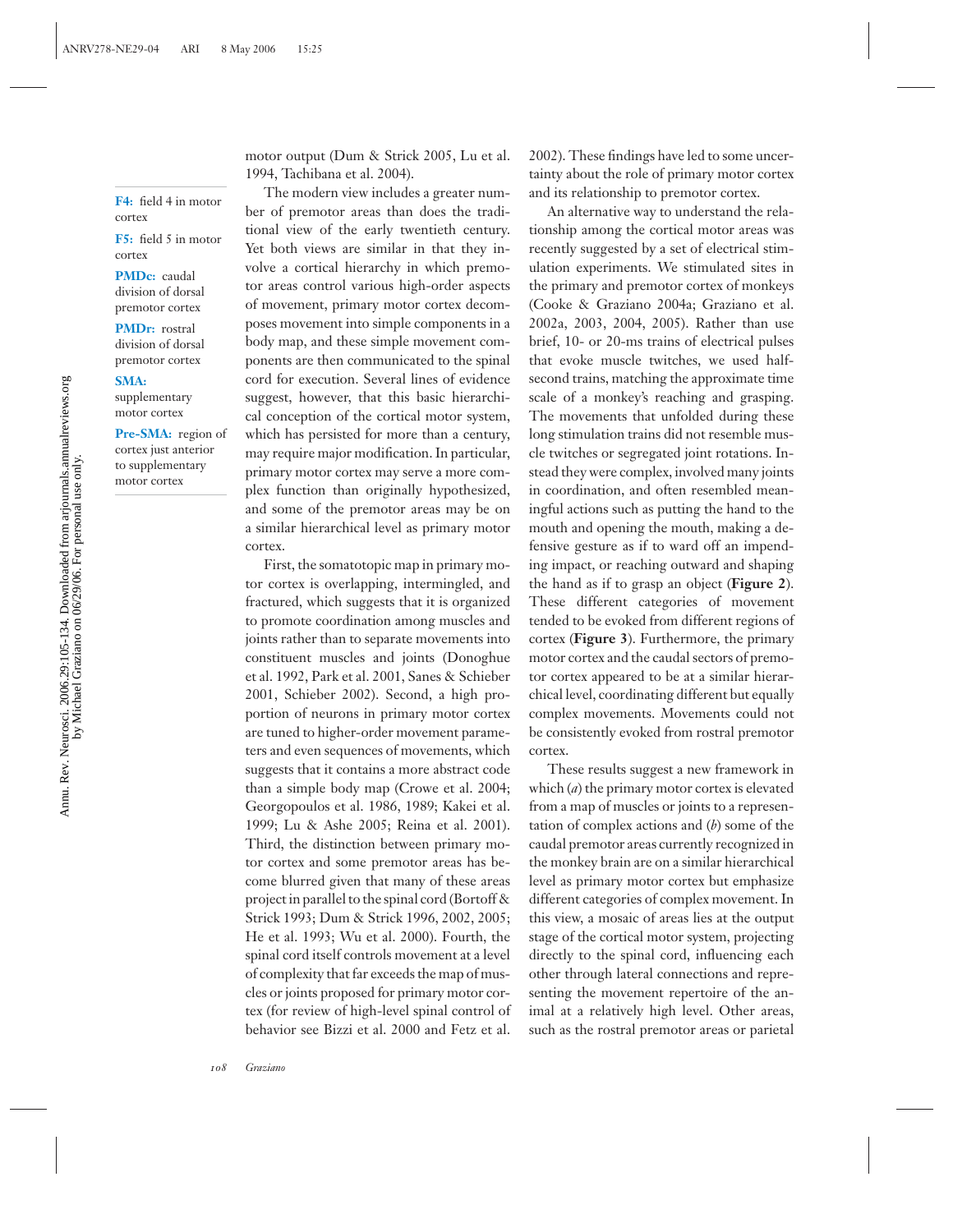motor output (Dum & Strick 2005, Lu et al. 1994, Tachibana et al. 2004).

**F4:** field 4 in motor cortex

**F5:** field 5 in motor cortex

**PMDc:** caudal division of dorsal premotor cortex

**PMDr:** rostral division of dorsal premotor cortex

**SMA:** supplementary motor cortex

**Pre-SMA:** region of cortex just anterior to supplementary motor cortex

The modern view includes a greater number of premotor areas than does the traditional view of the early twentieth century. Yet both views are similar in that they involve a cortical hierarchy in which premotor areas control various high-order aspects of movement, primary motor cortex decomposes movement into simple components in a body map, and these simple movement components are then communicated to the spinal cord for execution. Several lines of evidence suggest, however, that this basic hierarchical conception of the cortical motor system, which has persisted for more than a century, may require major modification. In particular, primary motor cortex may serve a more complex function than originally hypothesized, and some of the premotor areas may be on a similar hierarchical level as primary motor cortex.

First, the somatotopic map in primary motor cortex is overlapping, intermingled, and fractured, which suggests that it is organized to promote coordination among muscles and joints rather than to separate movements into constituent muscles and joints (Donoghue et al. 1992, Park et al. 2001, Sanes & Schieber 2001, Schieber 2002). Second, a high proportion of neurons in primary motor cortex are tuned to higher-order movement parameters and even sequences of movements, which suggests that it contains a more abstract code than a simple body map (Crowe et al. 2004; Georgopoulos et al. 1986, 1989; Kakei et al. 1999; Lu & Ashe 2005; Reina et al. 2001). Third, the distinction between primary motor cortex and some premotor areas has become blurred given that many of these areas project in parallel to the spinal cord (Bortoff & Strick 1993; Dum & Strick 1996, 2002, 2005; He et al. 1993; Wu et al. 2000). Fourth, the spinal cord itself controls movement at a level of complexity that far exceeds the map of muscles or joints proposed for primary motor cortex (for review of high-level spinal control of behavior see Bizzi et al. 2000 and Fetz et al. 2002). These findings have led to some uncertainty about the role of primary motor cortex and its relationship to premotor cortex.

An alternative way to understand the relationship among the cortical motor areas was recently suggested by a set of electrical stimulation experiments. We stimulated sites in the primary and premotor cortex of monkeys (Cooke & Graziano 2004a; Graziano et al. 2002a, 2003, 2004, 2005). Rather than use brief, 10- or 20-ms trains of electrical pulses that evoke muscle twitches, we used half-second trains, matching the approximate time scale of a monkey's reaching and grasping. The movements that unfolded during these long stimulation trains did not resemble muscle twitches or segregated joint rotations. Instead they were complex, involved many joints in coordination, and often resembled meaningful actions such as putting the hand to the mouth and opening the mouth, making a defensive gesture as if to ward off an impending impact, or reaching outward and shaping the hand as if to grasp an object (**Figure 2**). These different categories of movement tended to be evoked from different regions of cortex (**Figure 3**). Furthermore, the primary motor cortex and the caudal sectors of premotor cortex appeared to be at a similar hierarchical level, coordinating different but equally complex movements. Movements could not be consistently evoked from rostral premotor cortex.

These results suggest a new framework in which (*a*) the primary motor cortex is elevated from a map of muscles or joints to a representation of complex actions and (*b*) some of the caudal premotor areas currently recognized in the monkey brain are on a similar hierarchical level as primary motor cortex but emphasize different categories of complex movement. In this view, a mosaic of areas lies at the output stage of the cortical motor system, projecting directly to the spinal cord, influencing each other through lateral connections and representing the movement repertoire of the animal at a relatively high level. Other areas, such as the rostral premotor areas or parietal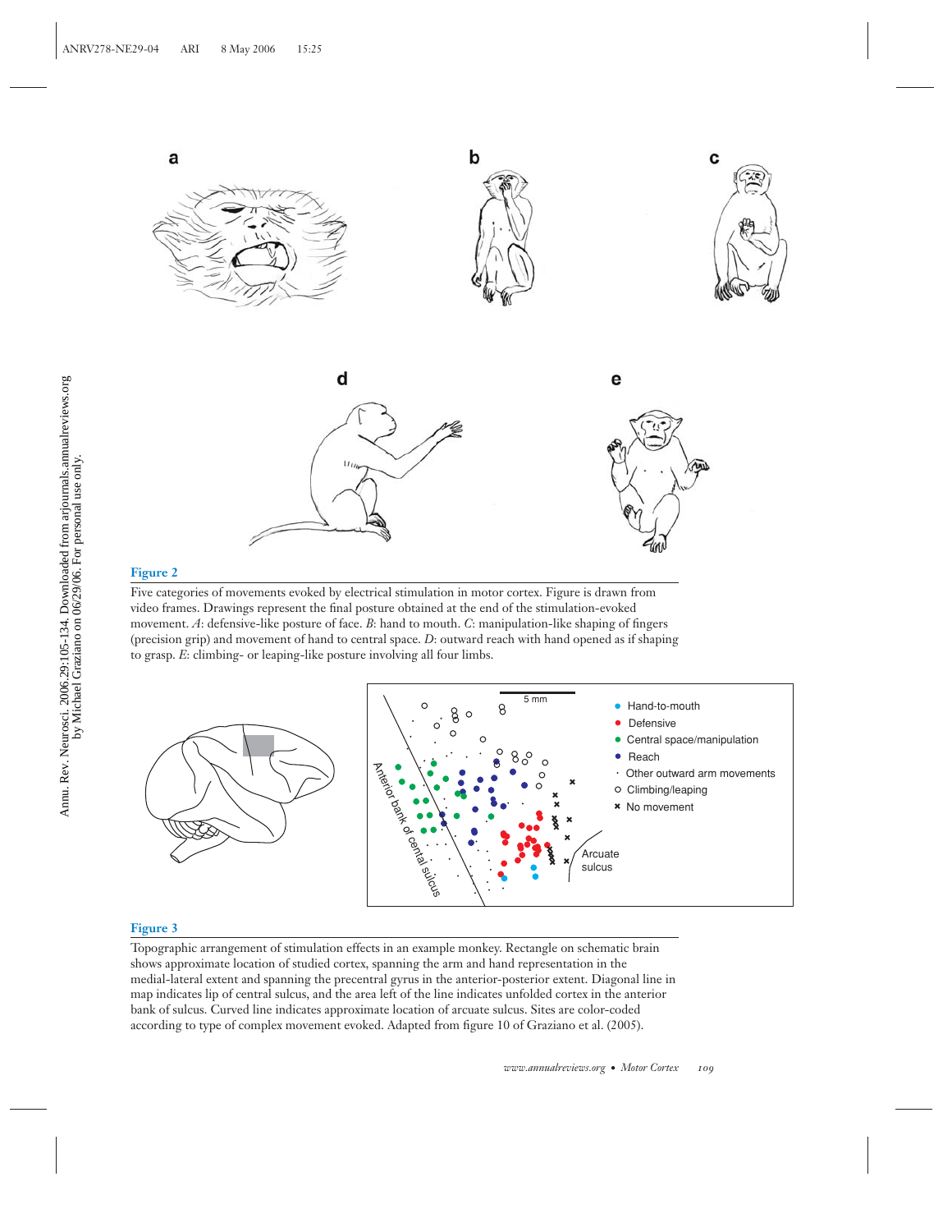**Figure 2**

Five categories of movements evoked by electrical stimulation in motor cortex. Figure is drawn from video frames. Drawings represent the final posture obtained at the end of the stimulation-evoked movement. *A*: defensive-like posture of face. *B*: hand to mouth. *C*: manipulation-like shaping of fingers (precision grip) and movement of hand to central space. *D*: outward reach with hand opened as if shaping to grasp. *E*: climbing- or leaping-like posture involving all four limbs.

**Figure 3**

Topographic arrangement of stimulation effects in an example monkey. Rectangle on schematic brain shows approximate location of studied cortex, spanning the arm and hand representation in the medial-lateral extent and spanning the precentral gyrus in the anterior-posterior extent. Diagonal line in map indicates lip of central sulcus, and the area left of the line indicates unfolded cortex in the anterior bank of sulcus. Curved line indicates approximate location of arcuate sulcus. Sites are color-coded according to type of complex movement evoked. Adapted from figure 10 of Graziano et al. (2005).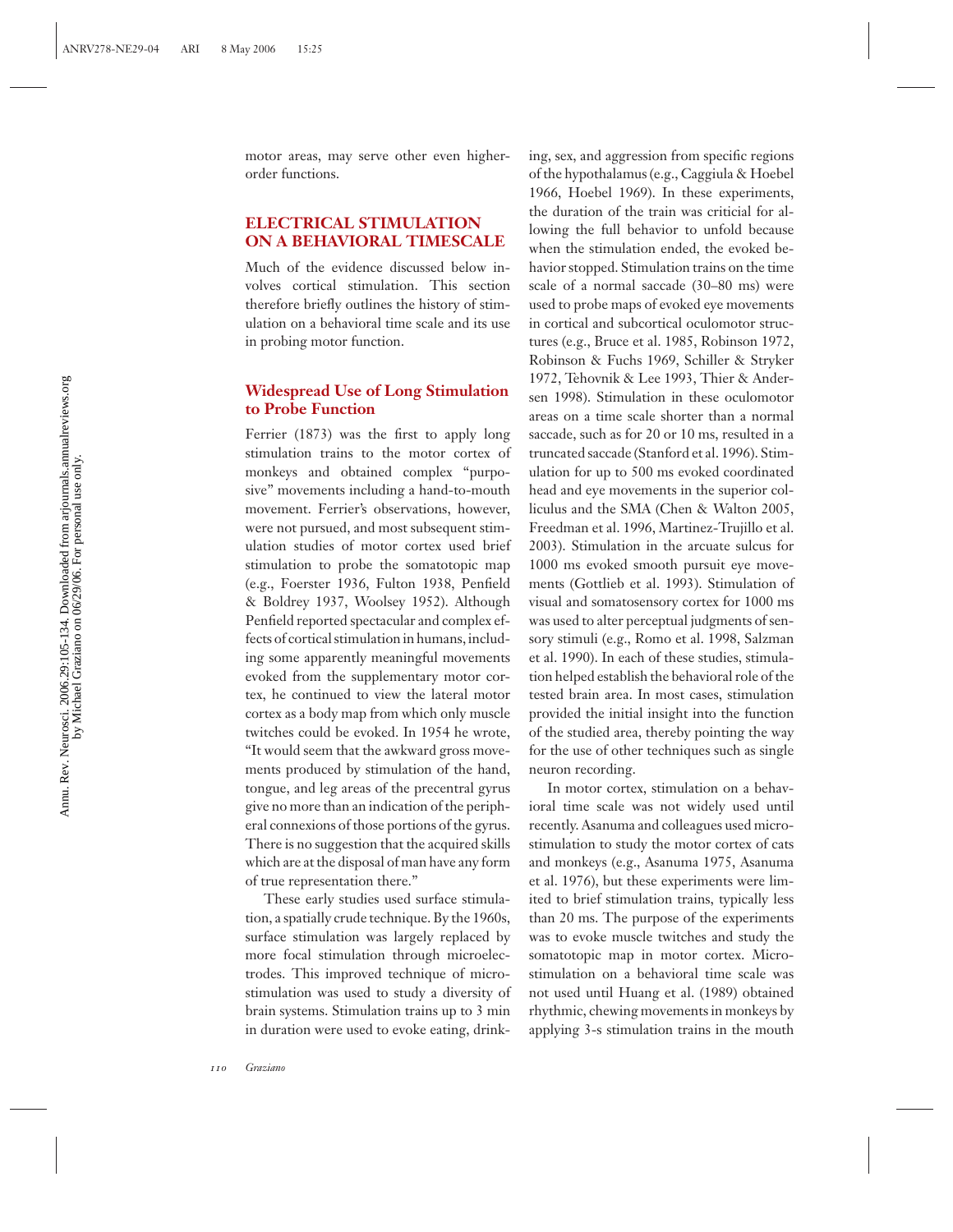motor areas, may serve other even higher-order functions.

## ELECTRICAL STIMULATION ON A BEHAVIORAL TIMESCALE

Much of the evidence discussed below involves cortical stimulation. This section therefore briefly outlines the history of stimulation on a behavioral time scale and its use in probing motor function.

### Widespread Use of Long Stimulation to Probe Function

Ferrier (1873) was the first to apply long stimulation trains to the motor cortex of monkeys and obtained complex "purposive" movements including a hand-to-mouth movement. Ferrier's observations, however, were not pursued, and most subsequent stimulation studies of motor cortex used brief stimulation to probe the somatotopic map (e.g., Foerster 1936, Fulton 1938, Penfield & Boldrey 1937, Woolsey 1952). Although Penfield reported spectacular and complex effects of cortical stimulation in humans, including some apparently meaningful movements evoked from the supplementary motor cortex, he continued to view the lateral motor cortex as a body map from which only muscle twitches could be evoked. In 1954 he wrote, "It would seem that the awkward gross movements produced by stimulation of the hand, tongue, and leg areas of the precentral gyrus give no more than an indication of the peripheral connexions of those portions of the gyrus. There is no suggestion that the acquired skills which are at the disposal of man have any form of true representation there."

These early studies used surface stimulation, a spatially crude technique. By the 1960s, surface stimulation was largely replaced by more focal stimulation through microelectrodes. This improved technique of microstimulation was used to study a diversity of brain systems. Stimulation trains up to 3 min in duration were used to evoke eating, drinking, sex, and aggression from specific regions of the hypothalamus (e.g., Caggiula & Hoebel 1966, Hoebel 1969). In these experiments, the duration of the train was criticial for allowing the full behavior to unfold because when the stimulation ended, the evoked behavior stopped. Stimulation trains on the time scale of a normal saccade (30–80 ms) were used to probe maps of evoked eye movements in cortical and subcortical oculomotor structures (e.g., Bruce et al. 1985, Robinson 1972, Robinson & Fuchs 1969, Schiller & Stryker 1972, Tehovnik & Lee 1993, Thier & Andersen 1998). Stimulation in these oculomotor areas on a time scale shorter than a normal saccade, such as for 20 or 10 ms, resulted in a truncated saccade (Stanford et al. 1996). Stimulation for up to 500 ms evoked coordinated head and eye movements in the superior colliculus and the SMA (Chen & Walton 2005, Freedman et al. 1996, Martinez-Trujillo et al. 2003). Stimulation in the arcuate sulcus for 1000 ms evoked smooth pursuit eye movements (Gottlieb et al. 1993). Stimulation of visual and somatosensory cortex for 1000 ms was used to alter perceptual judgments of sensory stimuli (e.g., Romo et al. 1998, Salzman et al. 1990). In each of these studies, stimulation helped establish the behavioral role of the tested brain area. In most cases, stimulation provided the initial insight into the function of the studied area, thereby pointing the way for the use of other techniques such as single neuron recording.

In motor cortex, stimulation on a behavioral time scale was not widely used until recently. Asanuma and colleagues used microstimulation to study the motor cortex of cats and monkeys (e.g., Asanuma 1975, Asanuma et al. 1976), but these experiments were limited to brief stimulation trains, typically less than 20 ms. The purpose of the experiments was to evoke muscle twitches and study the somatotopic map in motor cortex. Microstimulation on a behavioral time scale was not used until Huang et al. (1989) obtained rhythmic, chewing movements in monkeys by applying 3-s stimulation trains in the mouth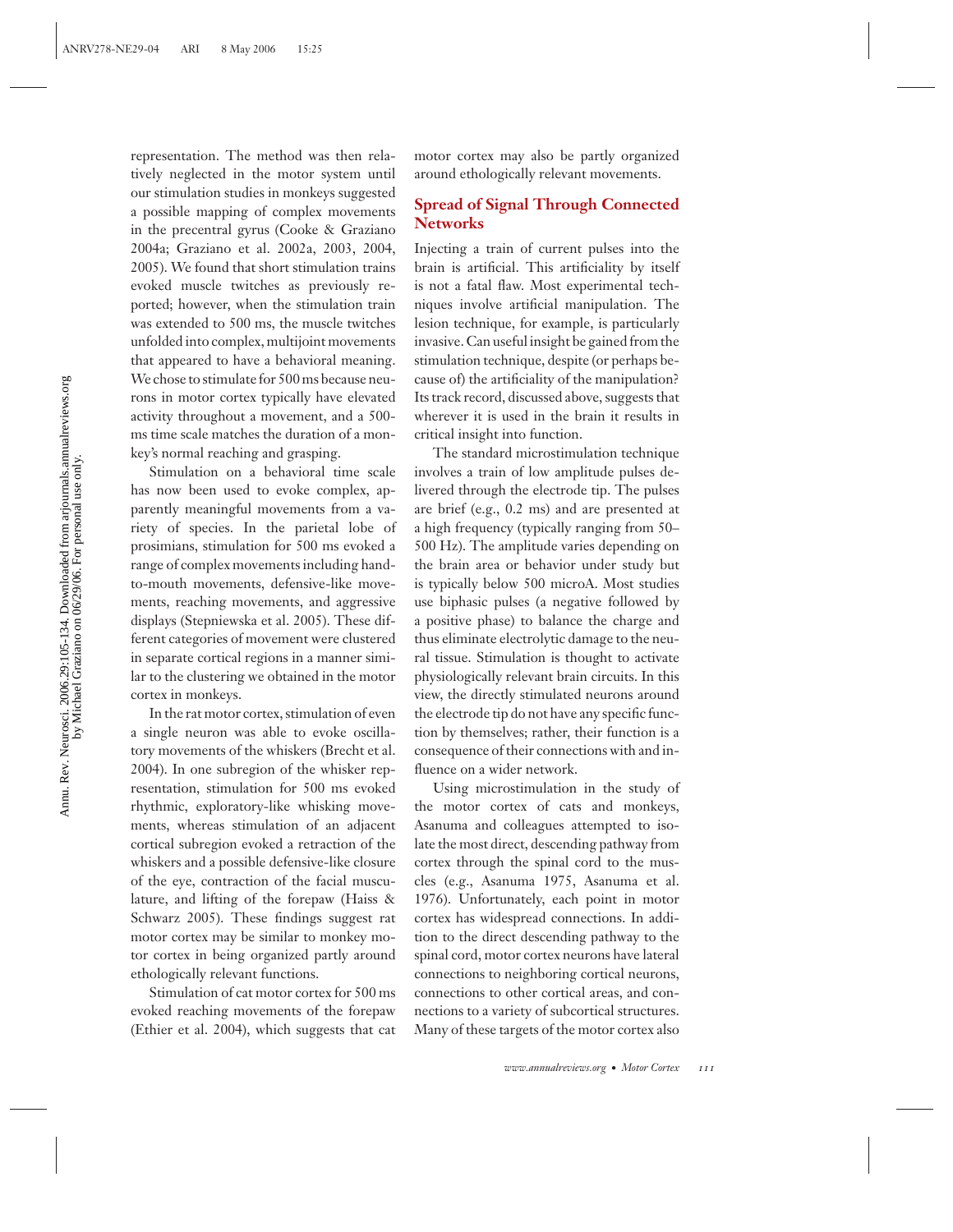representation. The method was then relatively neglected in the motor system until our stimulation studies in monkeys suggested a possible mapping of complex movements in the precentral gyrus (Cooke & Graziano 2004a; Graziano et al. 2002a, 2003, 2004, 2005). We found that short stimulation trains evoked muscle twitches as previously reported; however, when the stimulation train was extended to 500 ms, the muscle twitches unfolded into complex, multijoint movements that appeared to have a behavioral meaning. We chose to stimulate for 500 ms because neurons in motor cortex typically have elevated activity throughout a movement, and a 500-ms time scale matches the duration of a monkey's normal reaching and grasping.

Stimulation on a behavioral time scale has now been used to evoke complex, apparently meaningful movements from a variety of species. In the parietal lobe of prosimians, stimulation for 500 ms evoked a range of complex movements including hand-to-mouth movements, defensive-like movements, reaching movements, and aggressive displays (Stepniewska et al. 2005). These different categories of movement were clustered in separate cortical regions in a manner similar to the clustering we obtained in the motor cortex in monkeys.

In the rat motor cortex, stimulation of even a single neuron was able to evoke oscillatory movements of the whiskers (Brecht et al. 2004). In one subregion of the whisker representation, stimulation for 500 ms evoked rhythmic, exploratory-like whisking movements, whereas stimulation of an adjacent cortical subregion evoked a retraction of the whiskers and a possible defensive-like closure of the eye, contraction of the facial musculature, and lifting of the forepaw (Haiss & Schwarz 2005). These findings suggest rat motor cortex may be similar to monkey motor cortex in being organized partly around ethologically relevant functions.

Stimulation of cat motor cortex for 500 ms evoked reaching movements of the forepaw (Ethier et al. 2004), which suggests that cat motor cortex may also be partly organized around ethologically relevant movements.

## Spread of Signal Through Connected Networks

Injecting a train of current pulses into the brain is artificial. This artificiality by itself is not a fatal flaw. Most experimental techniques involve artificial manipulation. The lesion technique, for example, is particularly invasive. Can useful insight be gained from the stimulation technique, despite (or perhaps because of) the artificiality of the manipulation? Its track record, discussed above, suggests that wherever it is used in the brain it results in critical insight into function.

The standard microstimulation technique involves a train of low amplitude pulses delivered through the electrode tip. The pulses are brief (e.g., 0.2 ms) and are presented at a high frequency (typically ranging from 50–500 Hz). The amplitude varies depending on the brain area or behavior under study but is typically below 500 microA. Most studies use biphasic pulses (a negative followed by a positive phase) to balance the charge and thus eliminate electrolytic damage to the neural tissue. Stimulation is thought to activate physiologically relevant brain circuits. In this view, the directly stimulated neurons around the electrode tip do not have any specific function by themselves; rather, their function is a consequence of their connections with and influence on a wider network.

Using microstimulation in the study of the motor cortex of cats and monkeys, Asanuma and colleagues attempted to isolate the most direct, descending pathway from cortex through the spinal cord to the muscles (e.g., Asanuma 1975, Asanuma et al. 1976). Unfortunately, each point in motor cortex has widespread connections. In addition to the direct descending pathway to the spinal cord, motor cortex neurons have lateral connections to neighboring cortical neurons, connections to other cortical areas, and connections to a variety of subcortical structures. Many of these targets of the motor cortex also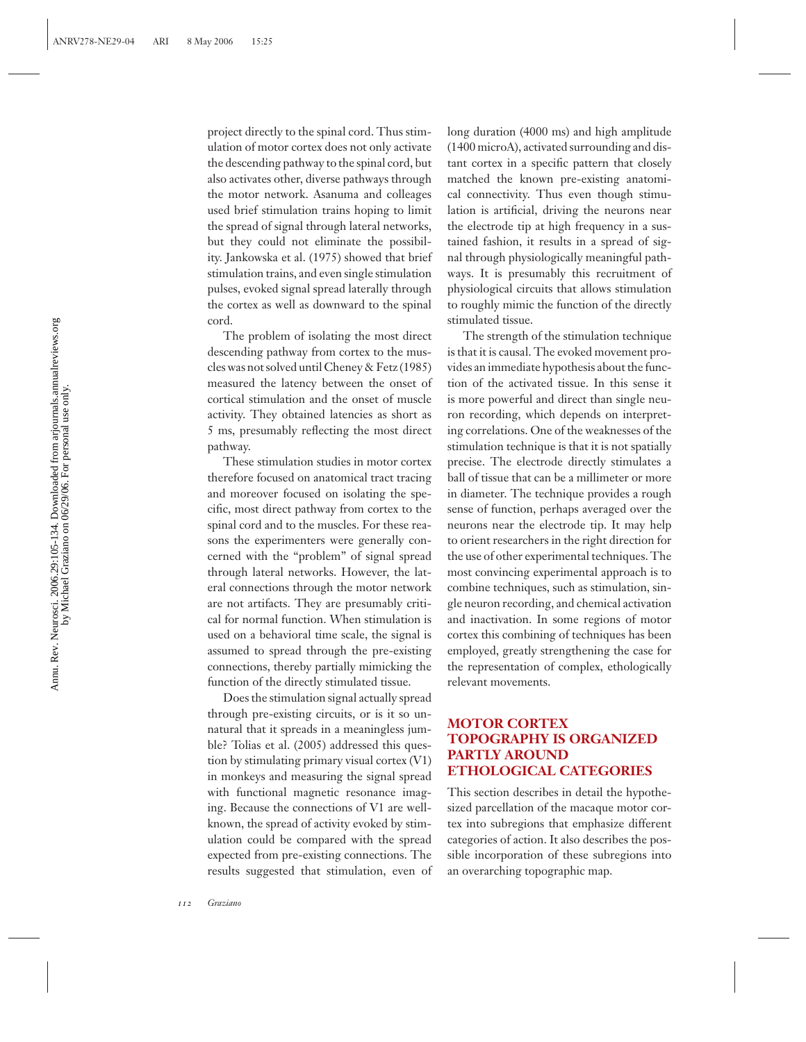project directly to the spinal cord. Thus stimulation of motor cortex does not only activate the descending pathway to the spinal cord, but also activates other, diverse pathways through the motor network. Asanuma and colleages used brief stimulation trains hoping to limit the spread of signal through lateral networks, but they could not eliminate the possibility. Jankowska et al. (1975) showed that brief stimulation trains, and even single stimulation pulses, evoked signal spread laterally through the cortex as well as downward to the spinal cord.

The problem of isolating the most direct descending pathway from cortex to the muscles was not solved until Cheney & Fetz (1985) measured the latency between the onset of cortical stimulation and the onset of muscle activity. They obtained latencies as short as 5 ms, presumably reflecting the most direct pathway.

These stimulation studies in motor cortex therefore focused on anatomical tract tracing and moreover focused on isolating the specific, most direct pathway from cortex to the spinal cord and to the muscles. For these reasons the experimenters were generally concerned with the "problem" of signal spread through lateral networks. However, the lateral connections through the motor network are not artifacts. They are presumably critical for normal function. When stimulation is used on a behavioral time scale, the signal is assumed to spread through the pre-existing connections, thereby partially mimicking the function of the directly stimulated tissue.

Does the stimulation signal actually spread through pre-existing circuits, or is it so unnatural that it spreads in a meaningless jumble? Tolias et al. (2005) addressed this question by stimulating primary visual cortex (V1) in monkeys and measuring the signal spread with functional magnetic resonance imaging. Because the connections of V1 are well-known, the spread of activity evoked by stimulation could be compared with the spread expected from pre-existing connections. The results suggested that stimulation, even of long duration (4000 ms) and high amplitude (1400 microA), activated surrounding and distant cortex in a specific pattern that closely matched the known pre-existing anatomical connectivity. Thus even though stimulation is artificial, driving the neurons near the electrode tip at high frequency in a sustained fashion, it results in a spread of signal through physiologically meaningful pathways. It is presumably this recruitment of physiological circuits that allows stimulation to roughly mimic the function of the directly stimulated tissue.

The strength of the stimulation technique is that it is causal. The evoked movement provides an immediate hypothesis about the function of the activated tissue. In this sense it is more powerful and direct than single neuron recording, which depends on interpreting correlations. One of the weaknesses of the stimulation technique is that it is not spatially precise. The electrode directly stimulates a ball of tissue that can be a millimeter or more in diameter. The technique provides a rough sense of function, perhaps averaged over the neurons near the electrode tip. It may help to orient researchers in the right direction for the use of other experimental techniques. The most convincing experimental approach is to combine techniques, such as stimulation, single neuron recording, and chemical activation and inactivation. In some regions of motor cortex this combining of techniques has been employed, greatly strengthening the case for the representation of complex, ethologically relevant movements.

## MOTOR CORTEX TOPOGRAPHY IS ORGANIZED PARTLY AROUND ETHOLOGICAL CATEGORIES

This section describes in detail the hypothesized parcellation of the macaque motor cortex into subregions that emphasize different categories of action. It also describes the possible incorporation of these subregions into an overarching topographic map.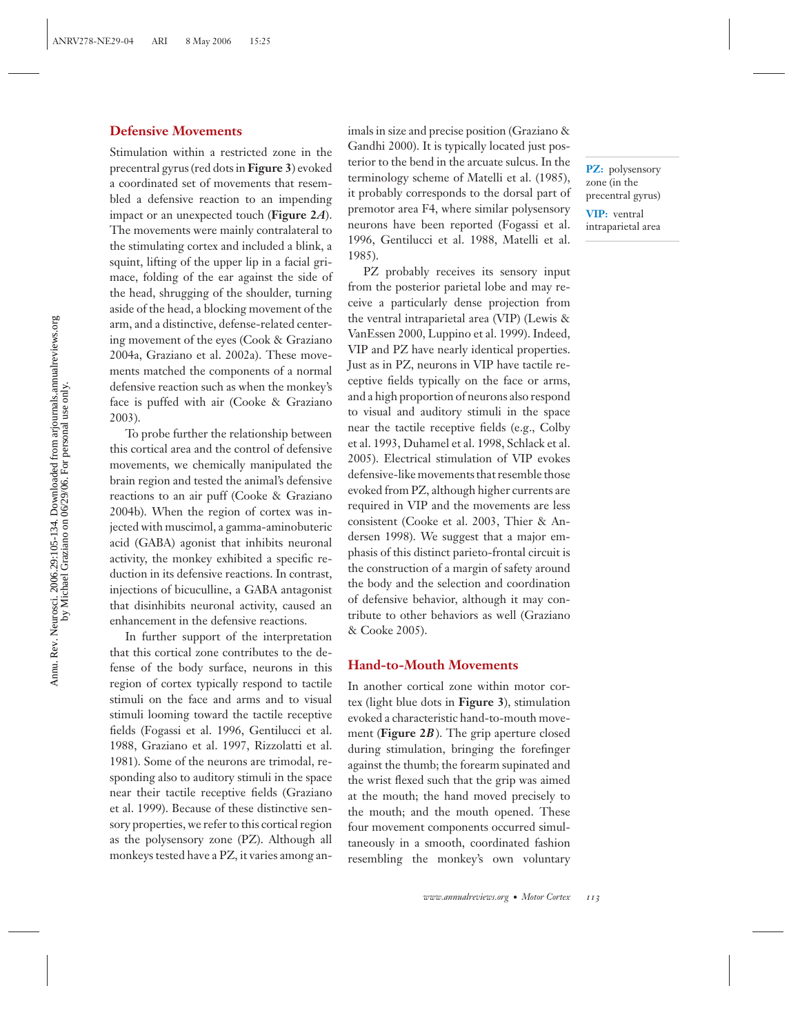## Defensive Movements

Stimulation within a restricted zone in the precentral gyrus (red dots in **Figure 3**) evoked a coordinated set of movements that resembled a defensive reaction to an impending impact or an unexpected touch (**Figure 2*A***). The movements were mainly contralateral to the stimulating cortex and included a blink, a squint, lifting of the upper lip in a facial grimace, folding of the ear against the side of the head, shrugging of the shoulder, turning aside of the head, a blocking movement of the arm, and a distinctive, defense-related centering movement of the eyes (Cook & Graziano 2004a, Graziano et al. 2002a). These movements matched the components of a normal defensive reaction such as when the monkey's face is puffed with air (Cooke & Graziano 2003).

To probe further the relationship between this cortical area and the control of defensive movements, we chemically manipulated the brain region and tested the animal's defensive reactions to an air puff (Cooke & Graziano 2004b). When the region of cortex was injected with muscimol, a gamma-aminobuteric acid (GABA) agonist that inhibits neuronal activity, the monkey exhibited a specific reduction in its defensive reactions. In contrast, injections of bicuculline, a GABA antagonist that disinhibits neuronal activity, caused an enhancement in the defensive reactions.

In further support of the interpretation that this cortical zone contributes to the defense of the body surface, neurons in this region of cortex typically respond to tactile stimuli on the face and arms and to visual stimuli looming toward the tactile receptive fields (Fogassi et al. 1996, Gentilucci et al. 1988, Graziano et al. 1997, Rizzolatti et al. 1981). Some of the neurons are trimodal, responding also to auditory stimuli in the space near their tactile receptive fields (Graziano et al. 1999). Because of these distinctive sensory properties, we refer to this cortical region as the polysensory zone (PZ). Although all monkeys tested have a PZ, it varies among animals in size and precise position (Graziano & Gandhi 2000). It is typically located just posterior to the bend in the arcuate sulcus. In the terminology scheme of Matelli et al. (1985), it probably corresponds to the dorsal part of premotor area F4, where similar polysensory neurons have been reported (Fogassi et al. 1996, Gentilucci et al. 1988, Matelli et al. 1985).

**PZ:** polysensory zone (in the precentral gyrus)

**VIP:** ventral intraparietal area

PZ probably receives its sensory input from the posterior parietal lobe and may receive a particularly dense projection from the ventral intraparietal area (VIP) (Lewis & VanEssen 2000, Luppino et al. 1999). Indeed, VIP and PZ have nearly identical properties. Just as in PZ, neurons in VIP have tactile receptive fields typically on the face or arms, and a high proportion of neurons also respond to visual and auditory stimuli in the space near the tactile receptive fields (e.g., Colby et al. 1993, Duhamel et al. 1998, Schlack et al. 2005). Electrical stimulation of VIP evokes defensive-like movements that resemble those evoked from PZ, although higher currents are required in VIP and the movements are less consistent (Cooke et al. 2003, Thier & Andersen 1998). We suggest that a major emphasis of this distinct parieto-frontal circuit is the construction of a margin of safety around the body and the selection and coordination of defensive behavior, although it may contribute to other behaviors as well (Graziano & Cooke 2005).

## Hand-to-Mouth Movements

In another cortical zone within motor cortex (light blue dots in **Figure 3**), stimulation evoked a characteristic hand-to-mouth movement (**Figure 2*B***). The grip aperture closed during stimulation, bringing the forefinger against the thumb; the forearm supinated and the wrist flexed such that the grip was aimed at the mouth; the hand moved precisely to the mouth; and the mouth opened. These four movement components occurred simultaneously in a smooth, coordinated fashion resembling the monkey's own voluntary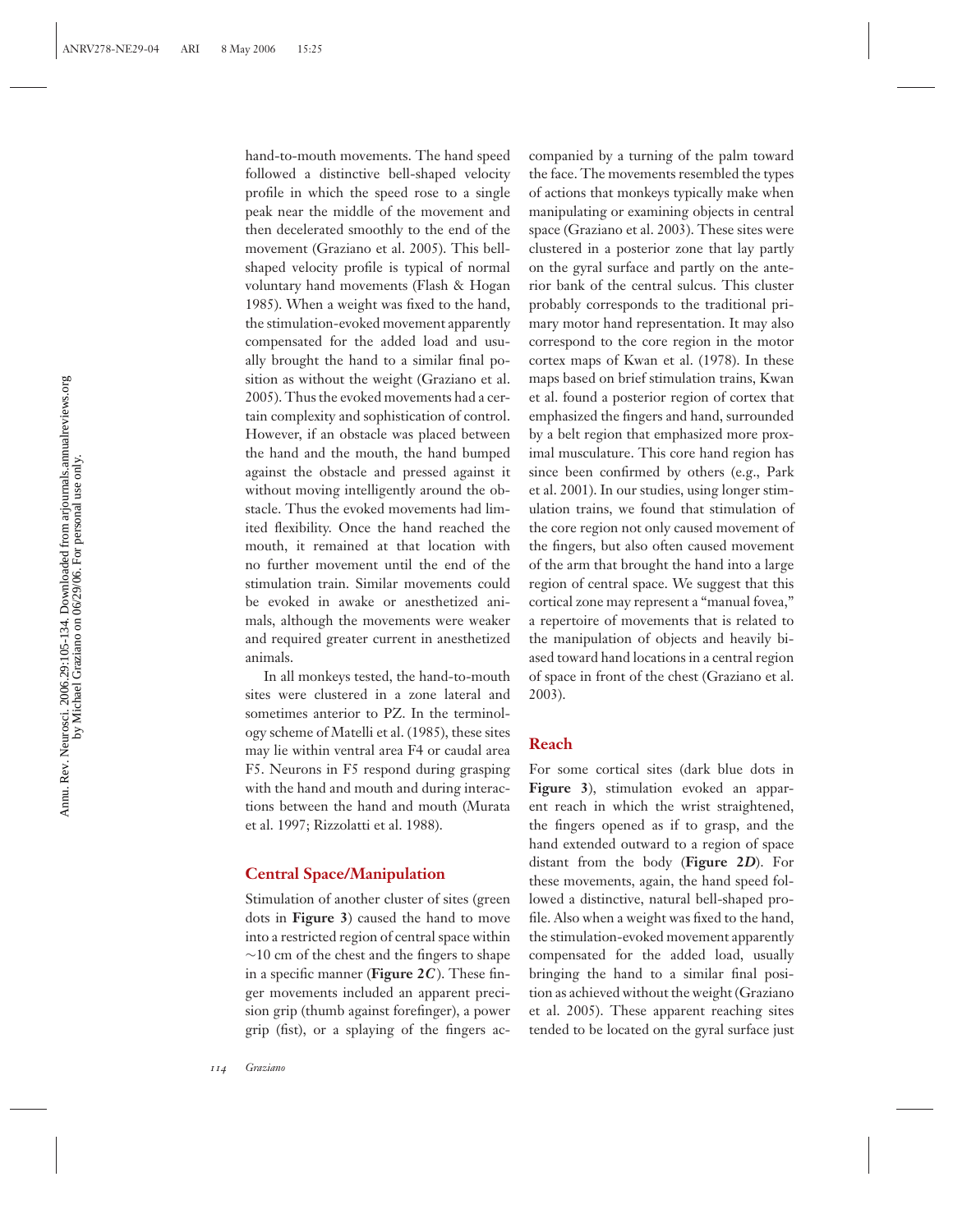hand-to-mouth movements. The hand speed followed a distinctive bell-shaped velocity profile in which the speed rose to a single peak near the middle of the movement and then decelerated smoothly to the end of the movement (Graziano et al. 2005). This bell-shaped velocity profile is typical of normal voluntary hand movements (Flash & Hogan 1985). When a weight was fixed to the hand, the stimulation-evoked movement apparently compensated for the added load and usually brought the hand to a similar final position as without the weight (Graziano et al. 2005). Thus the evoked movements had a certain complexity and sophistication of control. However, if an obstacle was placed between the hand and the mouth, the hand bumped against the obstacle and pressed against it without moving intelligently around the obstacle. Thus the evoked movements had limited flexibility. Once the hand reached the mouth, it remained at that location with no further movement until the end of the stimulation train. Similar movements could be evoked in awake or anesthetized animals, although the movements were weaker and required greater current in anesthetized animals.

In all monkeys tested, the hand-to-mouth sites were clustered in a zone lateral and sometimes anterior to PZ. In the terminology scheme of Matelli et al. (1985), these sites may lie within ventral area F4 or caudal area F5. Neurons in F5 respond during grasping with the hand and mouth and during interactions between the hand and mouth (Murata et al. 1997; Rizzolatti et al. 1988).

## Central Space/Manipulation

Stimulation of another cluster of sites (green dots in **Figure 3**) caused the hand to move into a restricted region of central space within ~10 cm of the chest and the fingers to shape in a specific manner (**Figure 2*C***). These finger movements included an apparent precision grip (thumb against forefinger), a power grip (fist), or a splaying of the fingers accompanied by a turning of the palm toward the face. The movements resembled the types of actions that monkeys typically make when manipulating or examining objects in central space (Graziano et al. 2003). These sites were clustered in a posterior zone that lay partly on the gyral surface and partly on the anterior bank of the central sulcus. This cluster probably corresponds to the traditional primary motor hand representation. It may also correspond to the core region in the motor cortex maps of Kwan et al. (1978). In these maps based on brief stimulation trains, Kwan et al. found a posterior region of cortex that emphasized the fingers and hand, surrounded by a belt region that emphasized more proximal musculature. This core hand region has since been confirmed by others (e.g., Park et al. 2001). In our studies, using longer stimulation trains, we found that stimulation of the core region not only caused movement of the fingers, but also often caused movement of the arm that brought the hand into a large region of central space. We suggest that this cortical zone may represent a "manual fovea," a repertoire of movements that is related to the manipulation of objects and heavily biased toward hand locations in a central region of space in front of the chest (Graziano et al. 2003).

## Reach

For some cortical sites (dark blue dots in **Figure 3**), stimulation evoked an apparent reach in which the wrist straightened, the fingers opened as if to grasp, and the hand extended outward to a region of space distant from the body (**Figure 2*D***). For these movements, again, the hand speed followed a distinctive, natural bell-shaped profile. Also when a weight was fixed to the hand, the stimulation-evoked movement apparently compensated for the added load, usually bringing the hand to a similar final position as achieved without the weight (Graziano et al. 2005). These apparent reaching sites tended to be located on the gyral surface just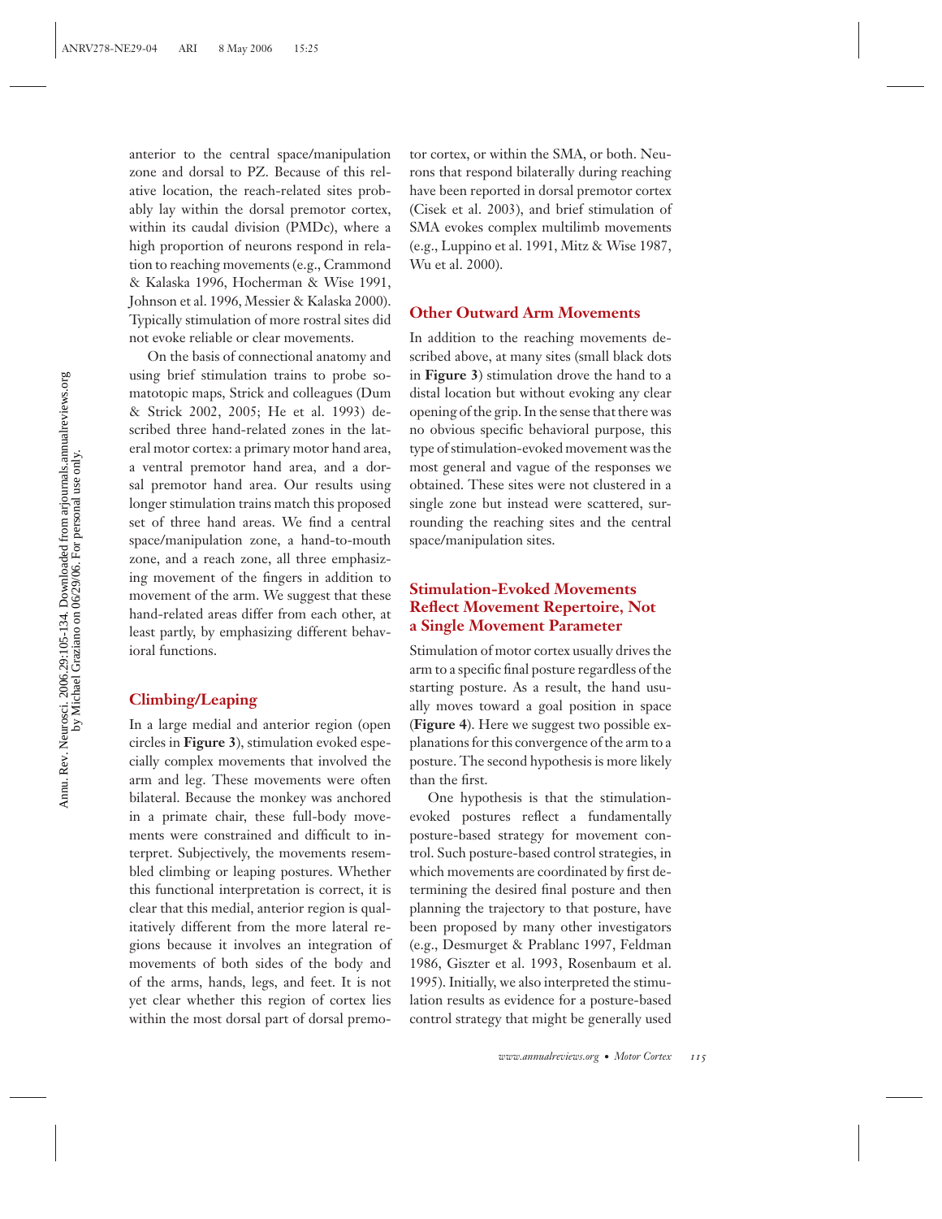anterior to the central space/manipulation zone and dorsal to PZ. Because of this relative location, the reach-related sites probably lay within the dorsal premotor cortex, within its caudal division (PMDc), where a high proportion of neurons respond in relation to reaching movements (e.g., Crammond & Kalaska 1996, Hocherman & Wise 1991, Johnson et al. 1996, Messier & Kalaska 2000). Typically stimulation of more rostral sites did not evoke reliable or clear movements.

On the basis of connectional anatomy and using brief stimulation trains to probe somatotopic maps, Strick and colleagues (Dum & Strick 2002, 2005; He et al. 1993) described three hand-related zones in the lateral motor cortex: a primary motor hand area, a ventral premotor hand area, and a dorsal premotor hand area. Our results using longer stimulation trains match this proposed set of three hand areas. We find a central space/manipulation zone, a hand-to-mouth zone, and a reach zone, all three emphasizing movement of the fingers in addition to movement of the arm. We suggest that these hand-related areas differ from each other, at least partly, by emphasizing different behavioral functions.

## Climbing/Leaping

In a large medial and anterior region (open circles in **Figure 3**), stimulation evoked especially complex movements that involved the arm and leg. These movements were often bilateral. Because the monkey was anchored in a primate chair, these full-body movements were constrained and difficult to interpret. Subjectively, the movements resembled climbing or leaping postures. Whether this functional interpretation is correct, it is clear that this medial, anterior region is qualitatively different from the more lateral regions because it involves an integration of movements of both sides of the body and of the arms, hands, legs, and feet. It is not yet clear whether this region of cortex lies within the most dorsal part of dorsal premotor cortex, or within the SMA, or both. Neurons that respond bilaterally during reaching have been reported in dorsal premotor cortex (Cisek et al. 2003), and brief stimulation of SMA evokes complex multilimb movements (e.g., Luppino et al. 1991, Mitz & Wise 1987, Wu et al. 2000).

## Other Outward Arm Movements

In addition to the reaching movements described above, at many sites (small black dots in **Figure 3**) stimulation drove the hand to a distal location but without evoking any clear opening of the grip. In the sense that there was no obvious specific behavioral purpose, this type of stimulation-evoked movement was the most general and vague of the responses we obtained. These sites were not clustered in a single zone but instead were scattered, surrounding the reaching sites and the central space/manipulation sites.

## Stimulation-Evoked Movements Reflect Movement Repertoire, Not a Single Movement Parameter

Stimulation of motor cortex usually drives the arm to a specific final posture regardless of the starting posture. As a result, the hand usually moves toward a goal position in space (**Figure 4**). Here we suggest two possible explanations for this convergence of the arm to a posture. The second hypothesis is more likely than the first.

One hypothesis is that the stimulation-evoked postures reflect a fundamentally posture-based strategy for movement control. Such posture-based control strategies, in which movements are coordinated by first determining the desired final posture and then planning the trajectory to that posture, have been proposed by many other investigators (e.g., Desmurget & Prablanc 1997, Feldman 1986, Giszter et al. 1993, Rosenbaum et al. 1995). Initially, we also interpreted the stimulation results as evidence for a posture-based control strategy that might be generally used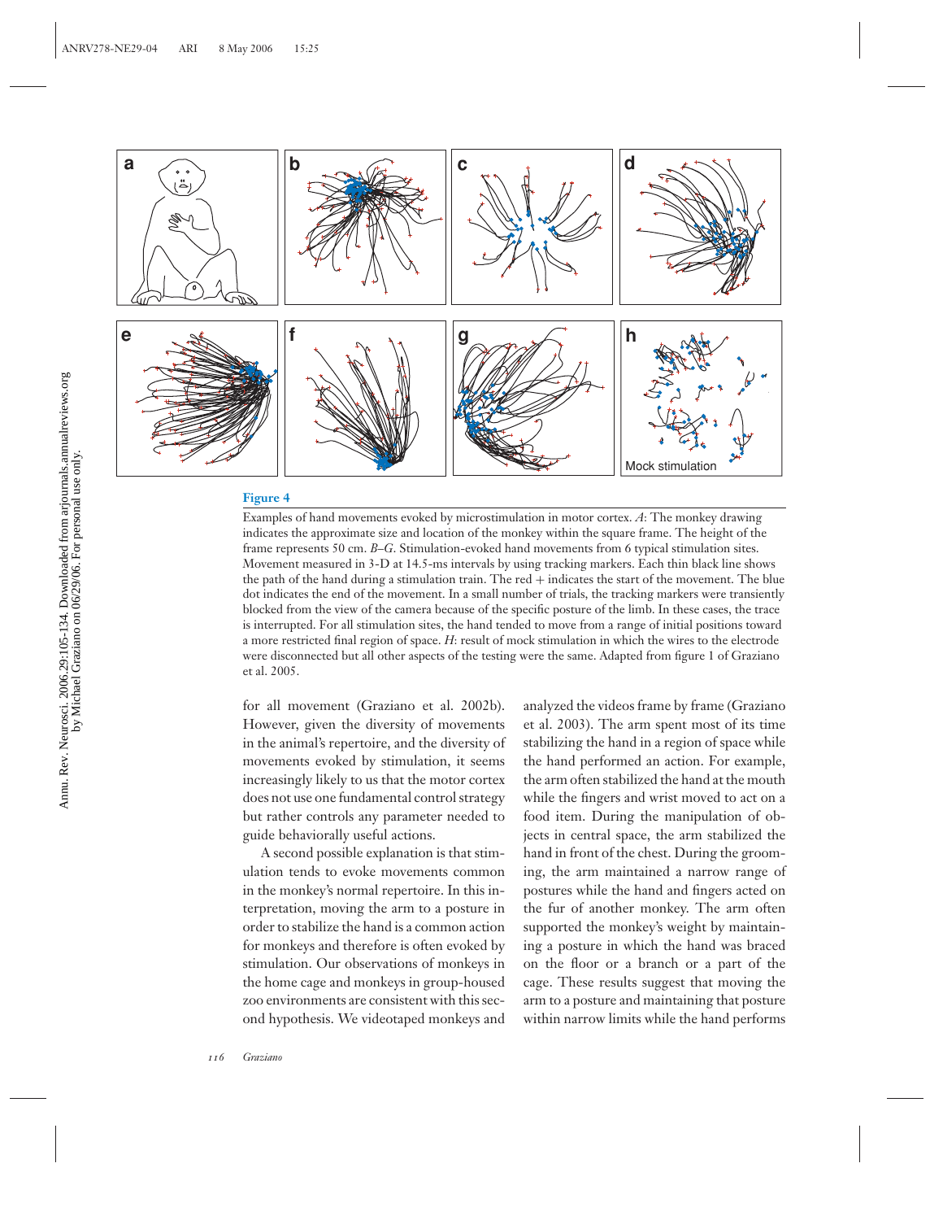a

b

c

d

e

f

g

h

Mock stimulation

**Figure 4**

Examples of hand movements evoked by microstimulation in motor cortex. *A*: The monkey drawing indicates the approximate size and location of the monkey within the square frame. The height of the frame represents 50 cm. *B–G*. Stimulation-evoked hand movements from 6 typical stimulation sites. Movement measured in 3-D at 14.5-ms intervals by using tracking markers. Each thin black line shows the path of the hand during a stimulation train. The red + indicates the start of the movement. The blue dot indicates the end of the movement. In a small number of trials, the tracking markers were transiently blocked from the view of the camera because of the specific posture of the limb. In these cases, the trace is interrupted. For all stimulation sites, the hand tended to move from a range of initial positions toward a more restricted final region of space. *H*: result of mock stimulation in which the wires to the electrode were disconnected but all other aspects of the testing were the same. Adapted from figure 1 of Graziano et al. 2005.

for all movement (Graziano et al. 2002b). However, given the diversity of movements in the animal's repertoire, and the diversity of movements evoked by stimulation, it seems increasingly likely to us that the motor cortex does not use one fundamental control strategy but rather controls any parameter needed to guide behaviorally useful actions.

A second possible explanation is that stimulation tends to evoke movements common in the monkey's normal repertoire. In this interpretation, moving the arm to a posture in order to stabilize the hand is a common action for monkeys and therefore is often evoked by stimulation. Our observations of monkeys in the home cage and monkeys in group-housed zoo environments are consistent with this second hypothesis. We videotaped monkeys and analyzed the videos frame by frame (Graziano et al. 2003). The arm spent most of its time stabilizing the hand in a region of space while the hand performed an action. For example, the arm often stabilized the hand at the mouth while the fingers and wrist moved to act on a food item. During the manipulation of objects in central space, the arm stabilized the hand in front of the chest. During the grooming, the arm maintained a narrow range of postures while the hand and fingers acted on the fur of another monkey. The arm often supported the monkey's weight by maintaining a posture in which the hand was braced on the floor or a branch or a part of the cage. These results suggest that moving the arm to a posture and maintaining that posture within narrow limits while the hand performs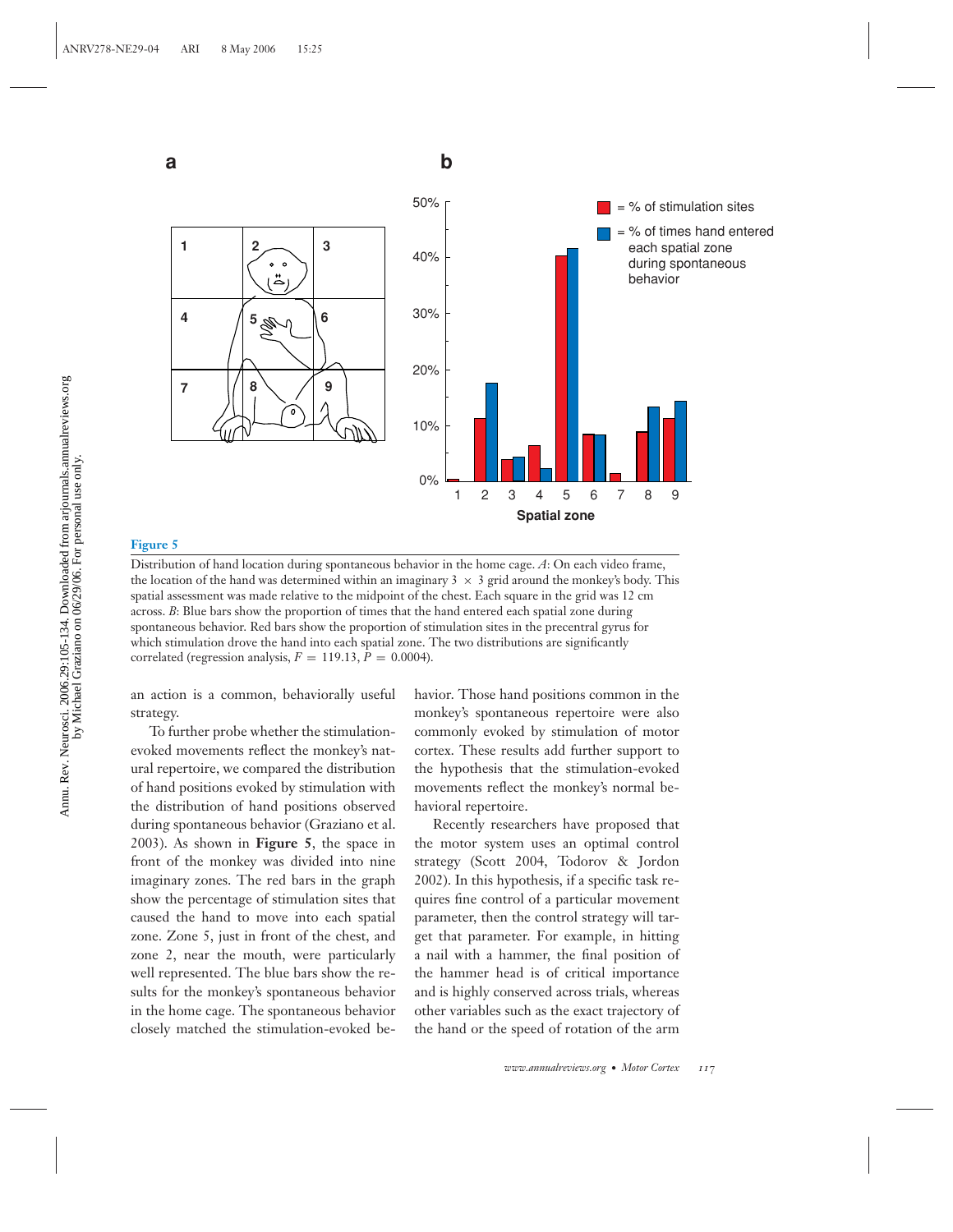**Figure 5**

Distribution of hand location during spontaneous behavior in the home cage. *A*: On each video frame, the location of the hand was determined within an imaginary $3 \times 3$ grid around the monkey's body. This spatial assessment was made relative to the midpoint of the chest. Each square in the grid was 12 cm across. *B*: Blue bars show the proportion of times that the hand entered each spatial zone during spontaneous behavior. Red bars show the proportion of stimulation sites in the precentral gyrus for which stimulation drove the hand into each spatial zone. The two distributions are significantly correlated (regression analysis, $F = 119.13$, $P = 0.0004$).

an action is a common, behaviorally useful strategy.

To further probe whether the stimulation-evoked movements reflect the monkey's natural repertoire, we compared the distribution of hand positions evoked by stimulation with the distribution of hand positions observed during spontaneous behavior (Graziano et al. 2003). As shown in **Figure 5**, the space in front of the monkey was divided into nine imaginary zones. The red bars in the graph show the percentage of stimulation sites that caused the hand to move into each spatial zone. Zone 5, just in front of the chest, and zone 2, near the mouth, were particularly well represented. The blue bars show the results for the monkey's spontaneous behavior in the home cage. The spontaneous behavior closely matched the stimulation-evoked behavior. Those hand positions common in the monkey's spontaneous repertoire were also commonly evoked by stimulation of motor cortex. These results add further support to the hypothesis that the stimulation-evoked movements reflect the monkey's normal behavioral repertoire.

Recently researchers have proposed that the motor system uses an optimal control strategy (Scott 2004, Todorov & Jordon 2002). In this hypothesis, if a specific task requires fine control of a particular movement parameter, then the control strategy will target that parameter. For example, in hitting a nail with a hammer, the final position of the hammer head is of critical importance and is highly conserved across trials, whereas other variables such as the exact trajectory of the hand or the speed of rotation of the arm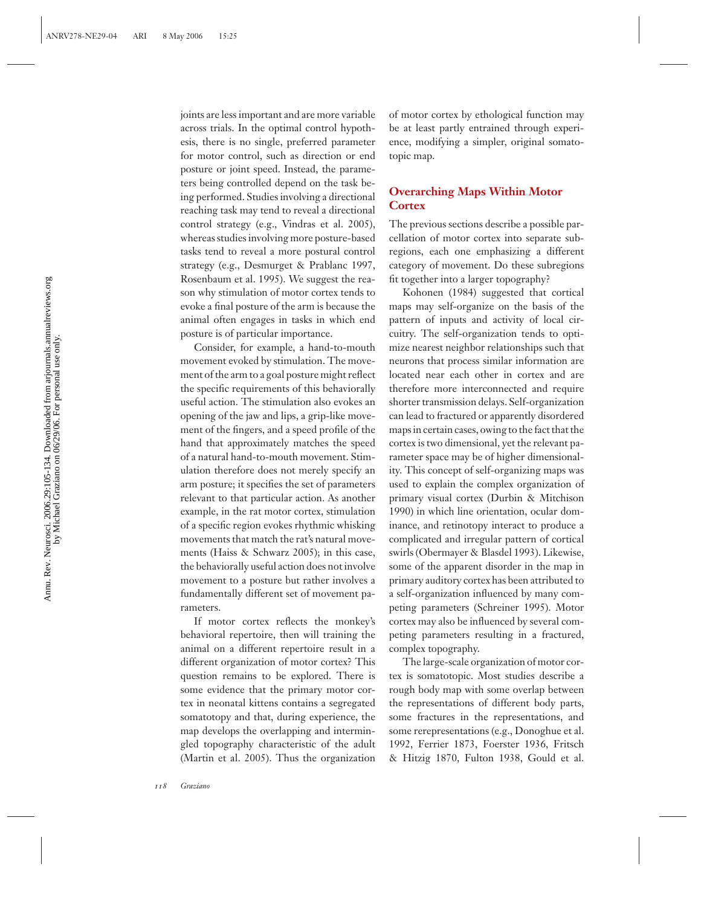joints are less important and are more variable across trials. In the optimal control hypothesis, there is no single, preferred parameter for motor control, such as direction or end posture or joint speed. Instead, the parameters being controlled depend on the task being performed. Studies involving a directional reaching task may tend to reveal a directional control strategy (e.g., Vindras et al. 2005), whereas studies involving more posture-based tasks tend to reveal a more postural control strategy (e.g., Desmurget & Prablanc 1997, Rosenbaum et al. 1995). We suggest the reason why stimulation of motor cortex tends to evoke a final posture of the arm is because the animal often engages in tasks in which end posture is of particular importance.

Consider, for example, a hand-to-mouth movement evoked by stimulation. The movement of the arm to a goal posture might reflect the specific requirements of this behaviorally useful action. The stimulation also evokes an opening of the jaw and lips, a grip-like movement of the fingers, and a speed profile of the hand that approximately matches the speed of a natural hand-to-mouth movement. Stimulation therefore does not merely specify an arm posture; it specifies the set of parameters relevant to that particular action. As another example, in the rat motor cortex, stimulation of a specific region evokes rhythmic whisking movements that match the rat's natural movements (Haiss & Schwarz 2005); in this case, the behaviorally useful action does not involve movement to a posture but rather involves a fundamentally different set of movement parameters.

If motor cortex reflects the monkey's behavioral repertoire, then will training the animal on a different repertoire result in a different organization of motor cortex? This question remains to be explored. There is some evidence that the primary motor cortex in neonatal kittens contains a segregated somatotopy and that, during experience, the map develops the overlapping and intermingled topography characteristic of the adult (Martin et al. 2005). Thus the organization of motor cortex by ethological function may be at least partly entrained through experience, modifying a simpler, original somatotopic map.

## Overarching Maps Within Motor Cortex

The previous sections describe a possible parcellation of motor cortex into separate subregions, each one emphasizing a different category of movement. Do these subregions fit together into a larger topography?

Kohonen (1984) suggested that cortical maps may self-organize on the basis of the pattern of inputs and activity of local circuitry. The self-organization tends to optimize nearest neighbor relationships such that neurons that process similar information are located near each other in cortex and are therefore more interconnected and require shorter transmission delays. Self-organization can lead to fractured or apparently disordered maps in certain cases, owing to the fact that the cortex is two dimensional, yet the relevant parameter space may be of higher dimensionality. This concept of self-organizing maps was used to explain the complex organization of primary visual cortex (Durbin & Mitchison 1990) in which line orientation, ocular dominance, and retinotopy interact to produce a complicated and irregular pattern of cortical swirls (Obermayer & Blasdel 1993). Likewise, some of the apparent disorder in the map in primary auditory cortex has been attributed to a self-organization influenced by many competing parameters (Schreiner 1995). Motor cortex may also be influenced by several competing parameters resulting in a fractured, complex topography.

The large-scale organization of motor cortex is somatotopic. Most studies describe a rough body map with some overlap between the representations of different body parts, some fractures in the representations, and some rerepresentations (e.g., Donoghue et al. 1992, Ferrier 1873, Foerster 1936, Fritsch & Hitzig 1870, Fulton 1938, Gould et al.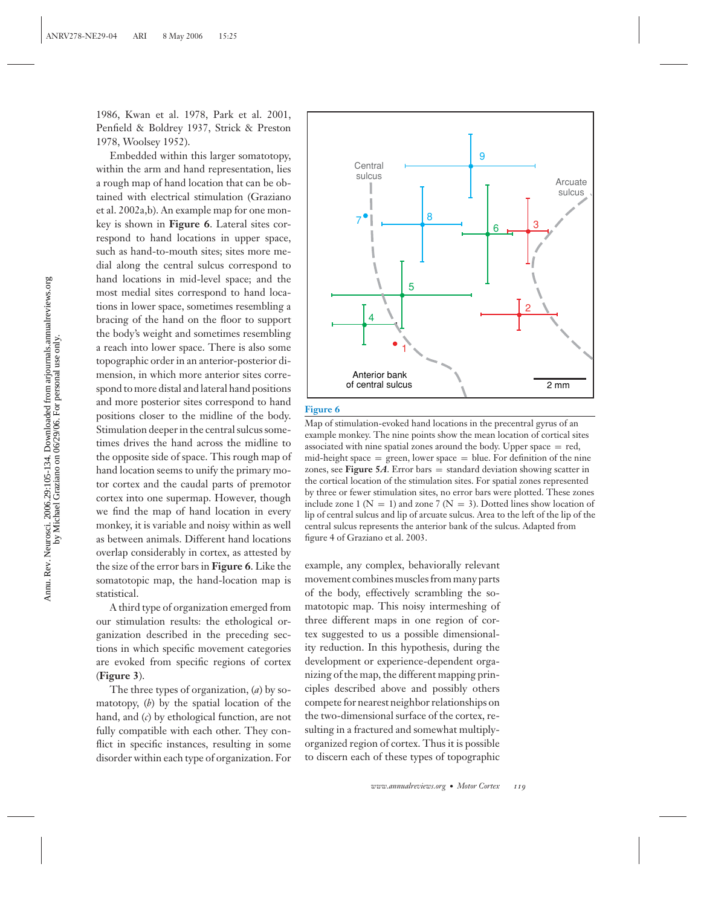1986, Kwan et al. 1978, Park et al. 2001, Penfield & Boldrey 1937, Strick & Preston 1978, Woolsey 1952).

Embedded within this larger somatotopy, within the arm and hand representation, lies a rough map of hand location that can be obtained with electrical stimulation (Graziano et al. 2002a,b). An example map for one monkey is shown in **Figure 6**. Lateral sites correspond to hand locations in upper space, such as hand-to-mouth sites; sites more medial along the central sulcus correspond to hand locations in mid-level space; and the most medial sites correspond to hand locations in lower space, sometimes resembling a bracing of the hand on the floor to support the body's weight and sometimes resembling a reach into lower space. There is also some topographic order in an anterior-posterior dimension, in which more anterior sites correspond to more distal and lateral hand positions and more posterior sites correspond to hand positions closer to the midline of the body. Stimulation deeper in the central sulcus sometimes drives the hand across the midline to the opposite side of space. This rough map of hand location seems to unify the primary motor cortex and the caudal parts of premotor cortex into one supermap. However, though we find the map of hand location in every monkey, it is variable and noisy within as well as between animals. Different hand locations overlap considerably in cortex, as attested by the size of the error bars in **Figure 6**. Like the somatotopic map, the hand-location map is statistical.

A third type of organization emerged from our stimulation results: the ethological organization described in the preceding sections in which specific movement categories are evoked from specific regions of cortex (**Figure 3**).

The three types of organization, (*a*) by somatotopy, (*b*) by the spatial location of the hand, and (*c*) by ethological function, are not fully compatible with each other. They conflict in specific instances, resulting in some disorder within each type of organization. For example, any complex, behaviorally relevant movement combines muscles from many parts of the body, effectively scrambling the somatotopic map. This noisy intermeshing of three different maps in one region of cortex suggested to us a possible dimensionality reduction. In this hypothesis, during the development or experience-dependent organizing of the map, the different mapping principles described above and possibly others compete for nearest neighbor relationships on the two-dimensional surface of the cortex, resulting in a fractured and somewhat multiply-organized region of cortex. Thus it is possible to discern each of these types of topographic

Central sulcus

Arcuate sulcus

9

8

7

6

3

5

2

4

1

Anterior bank of central sulcus

2 mm

**Figure 6**

Map of stimulation-evoked hand locations in the precentral gyrus of an example monkey. The nine points show the mean location of cortical sites associated with nine spatial zones around the body. Upper space = red, mid-height space = green, lower space = blue. For definition of the nine zones, see **Figure 5A**. Error bars = standard deviation showing scatter in the cortical location of the stimulation sites. For spatial zones represented by three or fewer stimulation sites, no error bars were plotted. These zones include zone 1 (N = 1) and zone 7 (N = 3). Dotted lines show location of lip of central sulcus and lip of arcuate sulcus. Area to the left of the lip of the central sulcus represents the anterior bank of the sulcus. Adapted from figure 4 of Graziano et al. 2003.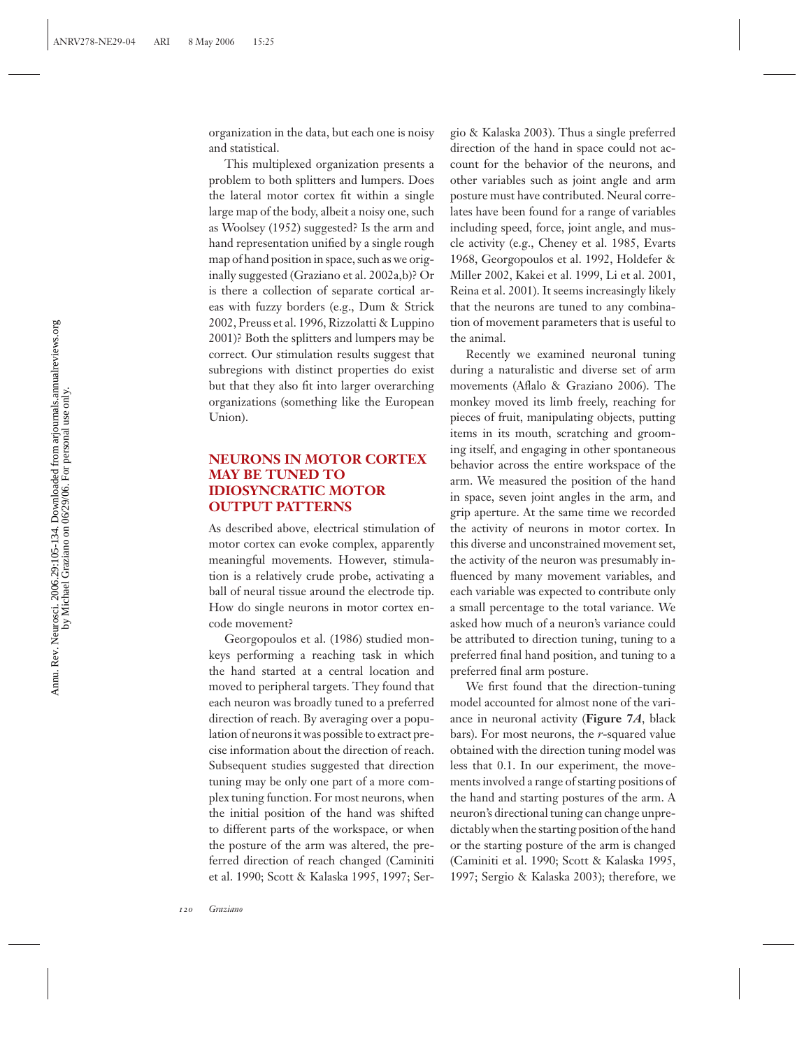organization in the data, but each one is noisy and statistical.

This multiplexed organization presents a problem to both splitters and lumpers. Does the lateral motor cortex fit within a single large map of the body, albeit a noisy one, such as Woolsey (1952) suggested? Is the arm and hand representation unified by a single rough map of hand position in space, such as we originally suggested (Graziano et al. 2002a,b)? Or is there a collection of separate cortical areas with fuzzy borders (e.g., Dum & Strick 2002, Preuss et al. 1996, Rizzolatti & Luppino 2001)? Both the splitters and lumpers may be correct. Our stimulation results suggest that subregions with distinct properties do exist but that they also fit into larger overarching organizations (something like the European Union).

## NEURONS IN MOTOR CORTEX MAY BE TUNED TO IDIOSYNCRATIC MOTOR OUTPUT PATTERNS

As described above, electrical stimulation of motor cortex can evoke complex, apparently meaningful movements. However, stimulation is a relatively crude probe, activating a ball of neural tissue around the electrode tip. How do single neurons in motor cortex encode movement?

Georgopoulos et al. (1986) studied monkeys performing a reaching task in which the hand started at a central location and moved to peripheral targets. They found that each neuron was broadly tuned to a preferred direction of reach. By averaging over a population of neurons it was possible to extract precise information about the direction of reach. Subsequent studies suggested that direction tuning may be only one part of a more complex tuning function. For most neurons, when the initial position of the hand was shifted to different parts of the workspace, or when the posture of the arm was altered, the preferred direction of reach changed (Caminiti et al. 1990; Scott & Kalaska 1995, 1997; Sergio & Kalaska 2003). Thus a single preferred direction of the hand in space could not account for the behavior of the neurons, and other variables such as joint angle and arm posture must have contributed. Neural correlates have been found for a range of variables including speed, force, joint angle, and muscle activity (e.g., Cheney et al. 1985, Evarts 1968, Georgopoulos et al. 1992, Holdefer & Miller 2002, Kakei et al. 1999, Li et al. 2001, Reina et al. 2001). It seems increasingly likely that the neurons are tuned to any combination of movement parameters that is useful to the animal.

Recently we examined neuronal tuning during a naturalistic and diverse set of arm movements (Aflalo & Graziano 2006). The monkey moved its limb freely, reaching for pieces of fruit, manipulating objects, putting items in its mouth, scratching and grooming itself, and engaging in other spontaneous behavior across the entire workspace of the arm. We measured the position of the hand in space, seven joint angles in the arm, and grip aperture. At the same time we recorded the activity of neurons in motor cortex. In this diverse and unconstrained movement set, the activity of the neuron was presumably influenced by many movement variables, and each variable was expected to contribute only a small percentage to the total variance. We asked how much of a neuron's variance could be attributed to direction tuning, tuning to a preferred final hand position, and tuning to a preferred final arm posture.

We first found that the direction-tuning model accounted for almost none of the variance in neuronal activity (**Figure 7*A***, black bars). For most neurons, the *r*-squared value obtained with the direction tuning model was less that 0.1. In our experiment, the movements involved a range of starting positions of the hand and starting postures of the arm. A neuron's directional tuning can change unpredictably when the starting position of the hand or the starting posture of the arm is changed (Caminiti et al. 1990; Scott & Kalaska 1995, 1997; Sergio & Kalaska 2003); therefore, we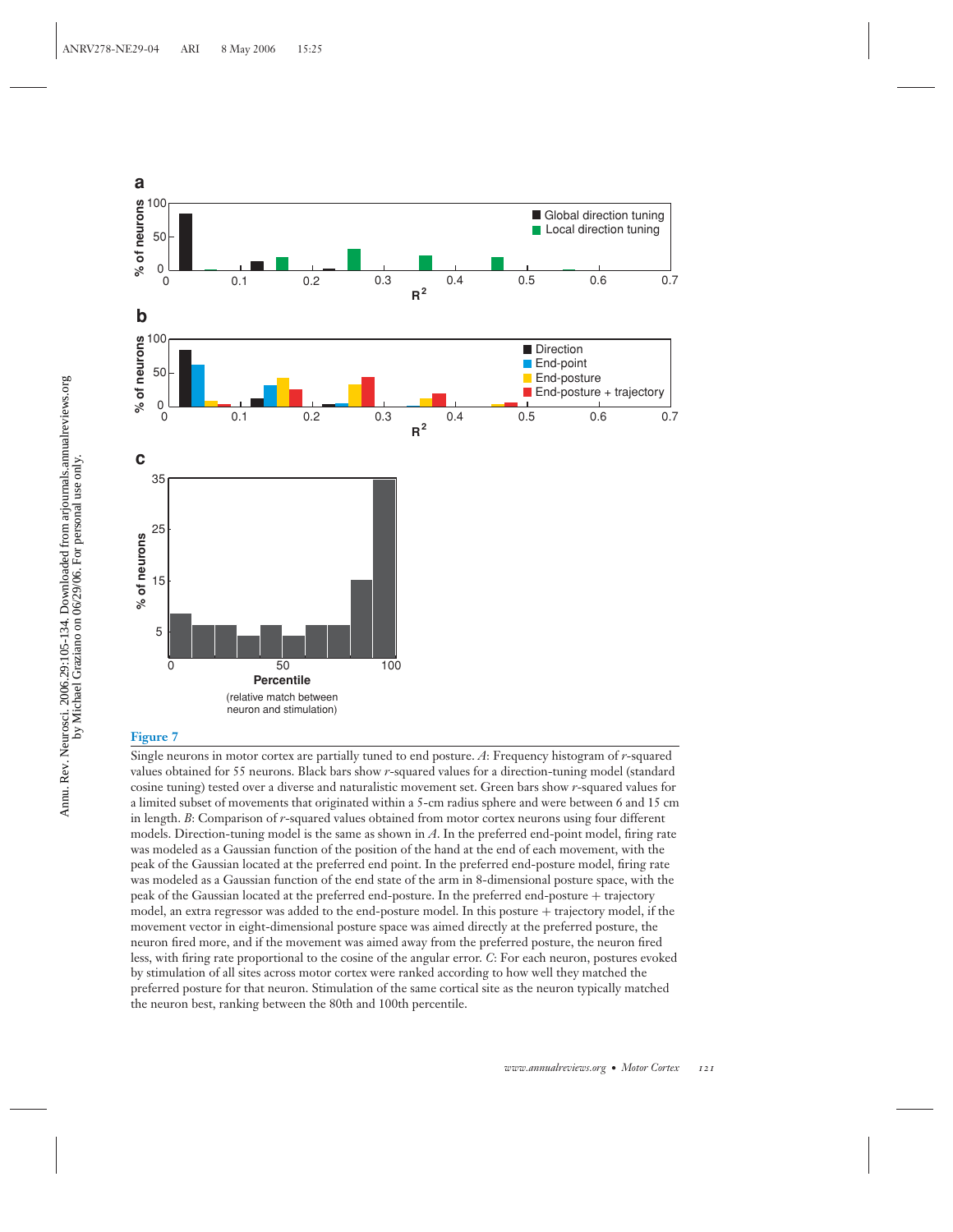**Figure 7**

Single neurons in motor cortex are partially tuned to end posture. *A*: Frequency histogram of *r*-squared values obtained for 55 neurons. Black bars show *r*-squared values for a direction-tuning model (standard cosine tuning) tested over a diverse and naturalistic movement set. Green bars show *r*-squared values for a limited subset of movements that originated within a 5-cm radius sphere and were between 6 and 15 cm in length. *B*: Comparison of *r*-squared values obtained from motor cortex neurons using four different models. Direction-tuning model is the same as shown in *A*. In the preferred end-point model, firing rate was modeled as a Gaussian function of the position of the hand at the end of each movement, with the peak of the Gaussian located at the preferred end point. In the preferred end-posture model, firing rate was modeled as a Gaussian function of the end state of the arm in 8-dimensional posture space, with the peak of the Gaussian located at the preferred end-posture. In the preferred end-posture + trajectory model, an extra regressor was added to the end-posture model. In this posture + trajectory model, if the movement vector in eight-dimensional posture space was aimed directly at the preferred posture, the neuron fired more, and if the movement was aimed away from the preferred posture, the neuron fired less, with firing rate proportional to the cosine of the angular error. *C*: For each neuron, postures evoked by stimulation of all sites across motor cortex were ranked according to how well they matched the preferred posture for that neuron. Stimulation of the same cortical site as the neuron typically matched the neuron best, ranking between the 80th and 100th percentile.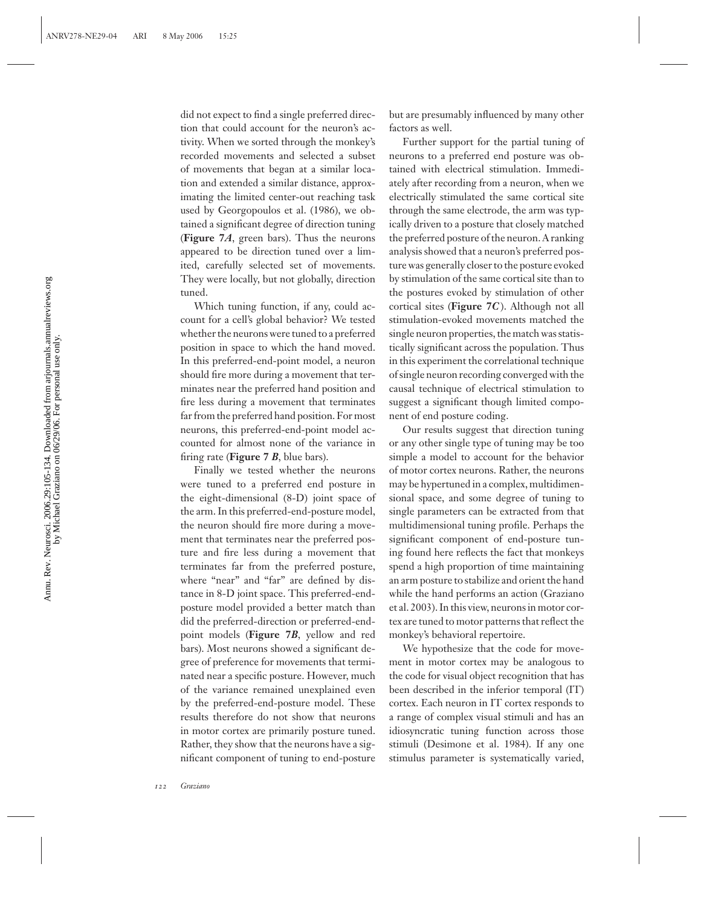did not expect to find a single preferred direction that could account for the neuron's activity. When we sorted through the monkey's recorded movements and selected a subset of movements that began at a similar location and extended a similar distance, approximating the limited center-out reaching task used by Georgopoulos et al. (1986), we obtained a significant degree of direction tuning (**Figure 7*A***, green bars). Thus the neurons appeared to be direction tuned over a limited, carefully selected set of movements. They were locally, but not globally, direction tuned.

Which tuning function, if any, could account for a cell's global behavior? We tested whether the neurons were tuned to a preferred position in space to which the hand moved. In this preferred-end-point model, a neuron should fire more during a movement that terminates near the preferred hand position and fire less during a movement that terminates far from the preferred hand position. For most neurons, this preferred-end-point model accounted for almost none of the variance in firing rate (**Figure 7 *B***, blue bars).

Finally we tested whether the neurons were tuned to a preferred end posture in the eight-dimensional (8-D) joint space of the arm. In this preferred-end-posture model, the neuron should fire more during a movement that terminates near the preferred posture and fire less during a movement that terminates far from the preferred posture, where "near" and "far" are defined by distance in 8-D joint space. This preferred-end-posture model provided a better match than did the preferred-direction or preferred-end-point models (**Figure 7*B***, yellow and red bars). Most neurons showed a significant degree of preference for movements that terminated near a specific posture. However, much of the variance remained unexplained even by the preferred-end-posture model. These results therefore do not show that neurons in motor cortex are primarily posture tuned. Rather, they show that the neurons have a significant component of tuning to end-posture but are presumably influenced by many other factors as well.

Further support for the partial tuning of neurons to a preferred end posture was obtained with electrical stimulation. Immediately after recording from a neuron, when we electrically stimulated the same cortical site through the same electrode, the arm was typically driven to a posture that closely matched the preferred posture of the neuron. A ranking analysis showed that a neuron's preferred posture was generally closer to the posture evoked by stimulation of the same cortical site than to the postures evoked by stimulation of other cortical sites (**Figure 7*C***). Although not all stimulation-evoked movements matched the single neuron properties, the match was statistically significant across the population. Thus in this experiment the correlational technique of single neuron recording converged with the causal technique of electrical stimulation to suggest a significant though limited component of end posture coding.

Our results suggest that direction tuning or any other single type of tuning may be too simple a model to account for the behavior of motor cortex neurons. Rather, the neurons may be hypertuned in a complex, multidimensional space, and some degree of tuning to single parameters can be extracted from that multidimensional tuning profile. Perhaps the significant component of end-posture tuning found here reflects the fact that monkeys spend a high proportion of time maintaining an arm posture to stabilize and orient the hand while the hand performs an action (Graziano et al. 2003). In this view, neurons in motor cortex are tuned to motor patterns that reflect the monkey's behavioral repertoire.

We hypothesize that the code for movement in motor cortex may be analogous to the code for visual object recognition that has been described in the inferior temporal (IT) cortex. Each neuron in IT cortex responds to a range of complex visual stimuli and has an idiosyncratic tuning function across those stimuli (Desimone et al. 1984). If any one stimulus parameter is systematically varied,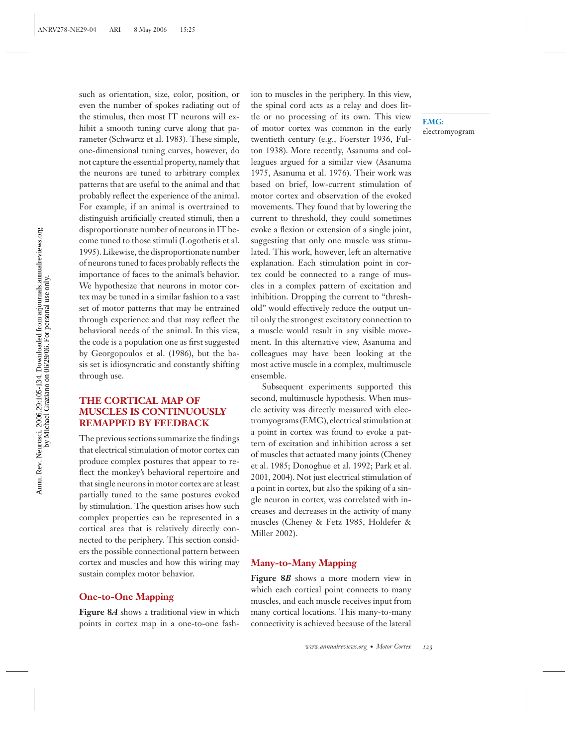such as orientation, size, color, position, or even the number of spokes radiating out of the stimulus, then most IT neurons will exhibit a smooth tuning curve along that parameter (Schwartz et al. 1983). These simple, one-dimensional tuning curves, however, do not capture the essential property, namely that the neurons are tuned to arbitrary complex patterns that are useful to the animal and that probably reflect the experience of the animal. For example, if an animal is overtrained to distinguish artificially created stimuli, then a disproportionate number of neurons in IT become tuned to those stimuli (Logothetis et al. 1995). Likewise, the disproportionate number of neurons tuned to faces probably reflects the importance of faces to the animal's behavior. We hypothesize that neurons in motor cortex may be tuned in a similar fashion to a vast set of motor patterns that may be entrained through experience and that may reflect the behavioral needs of the animal. In this view, the code is a population one as first suggested by Georgopoulos et al. (1986), but the basis set is idiosyncratic and constantly shifting through use.

## THE CORTICAL MAP OF MUSCLES IS CONTINUOUSLY REMAPPED BY FEEDBACK

The previous sections summarize the findings that electrical stimulation of motor cortex can produce complex postures that appear to reflect the monkey's behavioral repertoire and that single neurons in motor cortex are at least partially tuned to the same postures evoked by stimulation. The question arises how such complex properties can be represented in a cortical area that is relatively directly connected to the periphery. This section considers the possible connectional pattern between cortex and muscles and how this wiring may sustain complex motor behavior.

### One-to-One Mapping

**Figure 8*A*** shows a traditional view in which points in cortex map in a one-to-one fashion to muscles in the periphery. In this view, the spinal cord acts as a relay and does little or no processing of its own. This view of motor cortex was common in the early twentieth century (e.g., Foerster 1936, Fulton 1938). More recently, Asanuma and colleagues argued for a similar view (Asanuma 1975, Asanuma et al. 1976). Their work was based on brief, low-current stimulation of motor cortex and observation of the evoked movements. They found that by lowering the current to threshold, they could sometimes evoke a flexion or extension of a single joint, suggesting that only one muscle was stimulated. This work, however, left an alternative explanation. Each stimulation point in cortex could be connected to a range of muscles in a complex pattern of excitation and inhibition. Dropping the current to "threshold" would effectively reduce the output until only the strongest excitatory connection to a muscle would result in any visible movement. In this alternative view, Asanuma and colleagues may have been looking at the most active muscle in a complex, multimuscle ensemble.

**EMG:** electromyogram

Subsequent experiments supported this second, multimuscle hypothesis. When muscle activity was directly measured with electromyograms (EMG), electrical stimulation at a point in cortex was found to evoke a pattern of excitation and inhibition across a set of muscles that actuated many joints (Cheney et al. 1985; Donoghue et al. 1992; Park et al. 2001, 2004). Not just electrical stimulation of a point in cortex, but also the spiking of a single neuron in cortex, was correlated with increases and decreases in the activity of many muscles (Cheney & Fetz 1985, Holdefer & Miller 2002).

### Many-to-Many Mapping

**Figure 8*B*** shows a more modern view in which each cortical point connects to many muscles, and each muscle receives input from many cortical locations. This many-to-many connectivity is achieved because of the lateral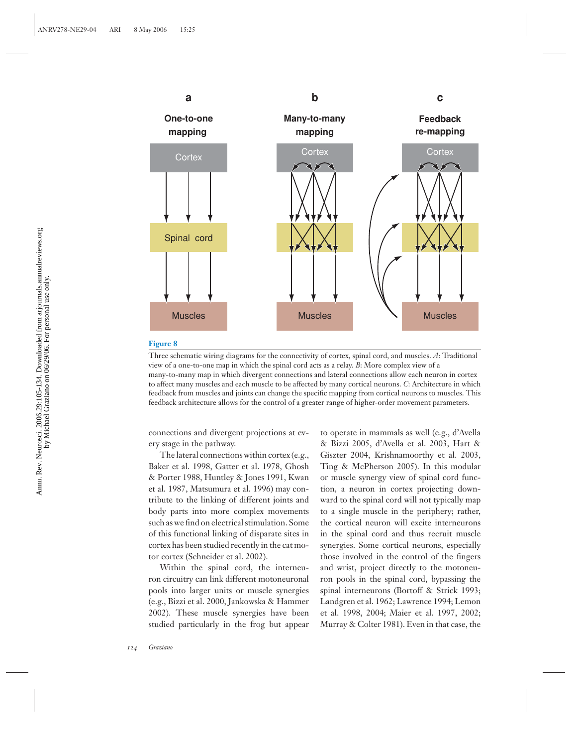**Figure 8**

Three schematic wiring diagrams for the connectivity of cortex, spinal cord, and muscles. *A*: Traditional view of a one-to-one map in which the spinal cord acts as a relay. *B*: More complex view of a many-to-many map in which divergent connections and lateral connections allow each neuron in cortex to affect many muscles and each muscle to be affected by many cortical neurons. *C*: Architecture in which feedback from muscles and joints can change the specific mapping from cortical neurons to muscles. This feedback architecture allows for the control of a greater range of higher-order movement parameters.

connections and divergent projections at every stage in the pathway.

The lateral connections within cortex (e.g., Baker et al. 1998, Gatter et al. 1978, Ghosh & Porter 1988, Huntley & Jones 1991, Kwan et al. 1987, Matsumura et al. 1996) may contribute to the linking of different joints and body parts into more complex movements such as we find on electrical stimulation. Some of this functional linking of disparate sites in cortex has been studied recently in the cat motor cortex (Schneider et al. 2002).

Within the spinal cord, the interneuron circuitry can link different motoneuronal pools into larger units or muscle synergies (e.g., Bizzi et al. 2000, Jankowska & Hammer 2002). These muscle synergies have been studied particularly in the frog but appear to operate in mammals as well (e.g., d'Avella & Bizzi 2005, d'Avella et al. 2003, Hart & Giszter 2004, Krishnamoorthy et al. 2003, Ting & McPherson 2005). In this modular or muscle synergy view of spinal cord function, a neuron in cortex projecting downward to the spinal cord will not typically map to a single muscle in the periphery; rather, the cortical neuron will excite interneurons in the spinal cord and thus recruit muscle synergies. Some cortical neurons, especially those involved in the control of the fingers and wrist, project directly to the motoneuron pools in the spinal cord, bypassing the spinal interneurons (Bortoff & Strick 1993; Landgren et al. 1962; Lawrence 1994; Lemon et al. 1998, 2004; Maier et al. 1997, 2002; Murray & Colter 1981). Even in that case, the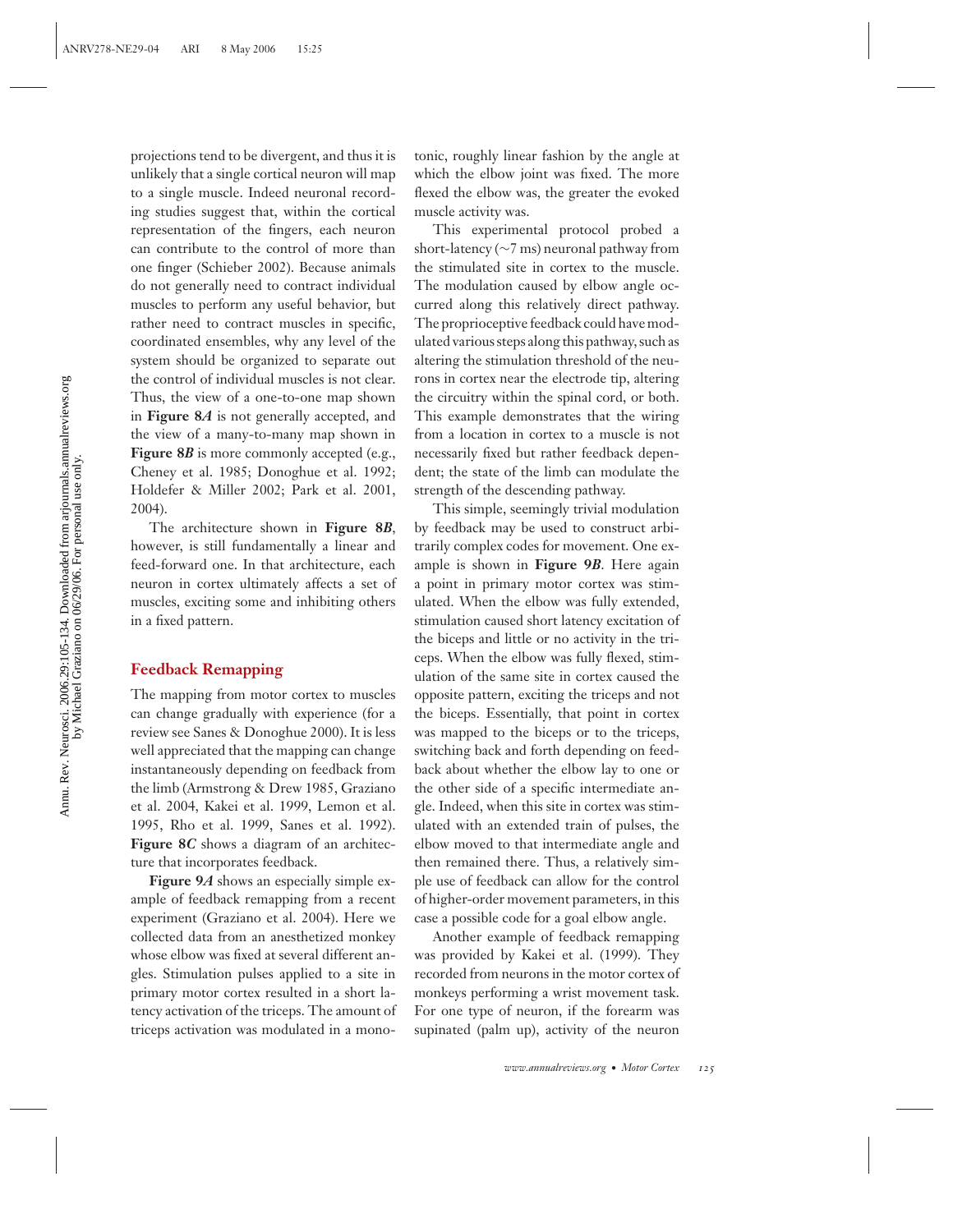projections tend to be divergent, and thus it is unlikely that a single cortical neuron will map to a single muscle. Indeed neuronal recording studies suggest that, within the cortical representation of the fingers, each neuron can contribute to the control of more than one finger (Schieber 2002). Because animals do not generally need to contract individual muscles to perform any useful behavior, but rather need to contract muscles in specific, coordinated ensembles, why any level of the system should be organized to separate out the control of individual muscles is not clear. Thus, the view of a one-to-one map shown in **Figure 8*A*** is not generally accepted, and the view of a many-to-many map shown in **Figure 8*B*** is more commonly accepted (e.g., Cheney et al. 1985; Donoghue et al. 1992; Holdefer & Miller 2002; Park et al. 2001, 2004).

The architecture shown in **Figure 8*B***, however, is still fundamentally a linear and feed-forward one. In that architecture, each neuron in cortex ultimately affects a set of muscles, exciting some and inhibiting others in a fixed pattern.

## Feedback Remapping

The mapping from motor cortex to muscles can change gradually with experience (for a review see Sanes & Donoghue 2000). It is less well appreciated that the mapping can change instantaneously depending on feedback from the limb (Armstrong & Drew 1985, Graziano et al. 2004, Kakei et al. 1999, Lemon et al. 1995, Rho et al. 1999, Sanes et al. 1992). **Figure 8*C*** shows a diagram of an architecture that incorporates feedback.

**Figure 9*A*** shows an especially simple example of feedback remapping from a recent experiment (Graziano et al. 2004). Here we collected data from an anesthetized monkey whose elbow was fixed at several different angles. Stimulation pulses applied to a site in primary motor cortex resulted in a short latency activation of the triceps. The amount of triceps activation was modulated in a monotonic, roughly linear fashion by the angle at which the elbow joint was fixed. The more flexed the elbow was, the greater the evoked muscle activity was.

This experimental protocol probed a short-latency (~7 ms) neuronal pathway from the stimulated site in cortex to the muscle. The modulation caused by elbow angle occurred along this relatively direct pathway. The proprioceptive feedback could have modulated various steps along this pathway, such as altering the stimulation threshold of the neurons in cortex near the electrode tip, altering the circuitry within the spinal cord, or both. This example demonstrates that the wiring from a location in cortex to a muscle is not necessarily fixed but rather feedback dependent; the state of the limb can modulate the strength of the descending pathway.

This simple, seemingly trivial modulation by feedback may be used to construct arbitrarily complex codes for movement. One example is shown in **Figure 9*B***. Here again a point in primary motor cortex was stimulated. When the elbow was fully extended, stimulation caused short latency excitation of the biceps and little or no activity in the triceps. When the elbow was fully flexed, stimulation of the same site in cortex caused the opposite pattern, exciting the triceps and not the biceps. Essentially, that point in cortex was mapped to the biceps or to the triceps, switching back and forth depending on feedback about whether the elbow lay to one or the other side of a specific intermediate angle. Indeed, when this site in cortex was stimulated with an extended train of pulses, the elbow moved to that intermediate angle and then remained there. Thus, a relatively simple use of feedback can allow for the control of higher-order movement parameters, in this case a possible code for a goal elbow angle.

Another example of feedback remapping was provided by Kakei et al. (1999). They recorded from neurons in the motor cortex of monkeys performing a wrist movement task. For one type of neuron, if the forearm was supinated (palm up), activity of the neuron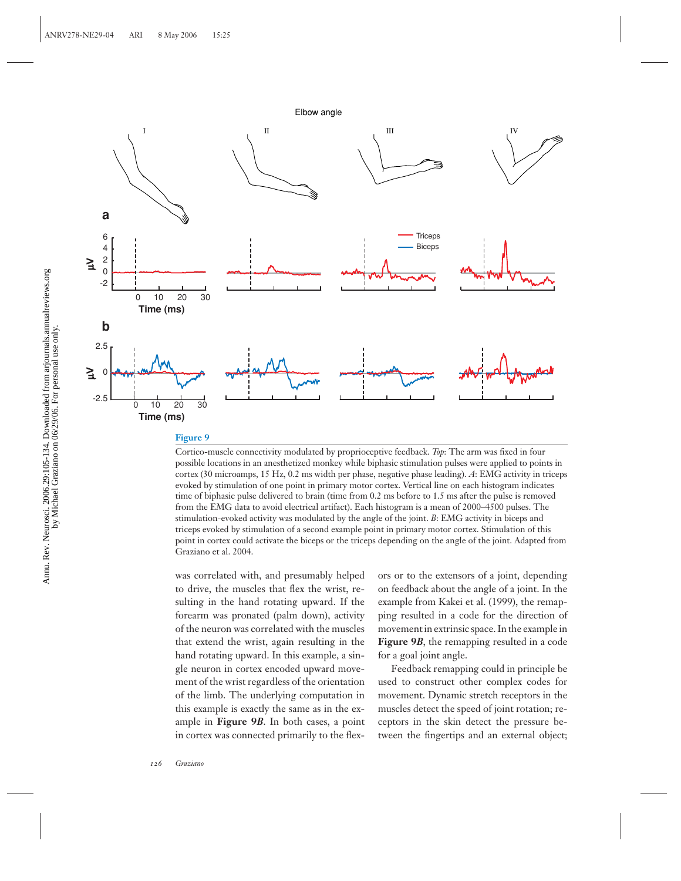**Figure 9**

Cortico-muscle connectivity modulated by proprioceptive feedback. *Top*: The arm was fixed in four possible locations in an anesthetized monkey while biphasic stimulation pulses were applied to points in cortex (30 microamps, 15 Hz, 0.2 ms width per phase, negative phase leading). *A*: EMG activity in triceps evoked by stimulation of one point in primary motor cortex. Vertical line on each histogram indicates time of biphasic pulse delivered to brain (time from 0.2 ms before to 1.5 ms after the pulse is removed from the EMG data to avoid electrical artifact). Each histogram is a mean of 2000–4500 pulses. The stimulation-evoked activity was modulated by the angle of the joint. *B*: EMG activity in biceps and triceps evoked by stimulation of a second example point in primary motor cortex. Stimulation of this point in cortex could activate the biceps or the triceps depending on the angle of the joint. Adapted from Graziano et al. 2004.

was correlated with, and presumably helped to drive, the muscles that flex the wrist, resulting in the hand rotating upward. If the forearm was pronated (palm down), activity of the neuron was correlated with the muscles that extend the wrist, again resulting in the hand rotating upward. In this example, a single neuron in cortex encoded upward movement of the wrist regardless of the orientation of the limb. The underlying computation in this example is exactly the same as in the example in **Figure 9*B***. In both cases, a point in cortex was connected primarily to the flexors or to the extensors of a joint, depending on feedback about the angle of a joint. In the example from Kakei et al. (1999), the remapping resulted in a code for the direction of movement in extrinsic space. In the example in **Figure 9*B***, the remapping resulted in a code for a goal joint angle.

Feedback remapping could in principle be used to construct other complex codes for movement. Dynamic stretch receptors in the muscles detect the speed of joint rotation; receptors in the skin detect the pressure between the fingertips and an external object;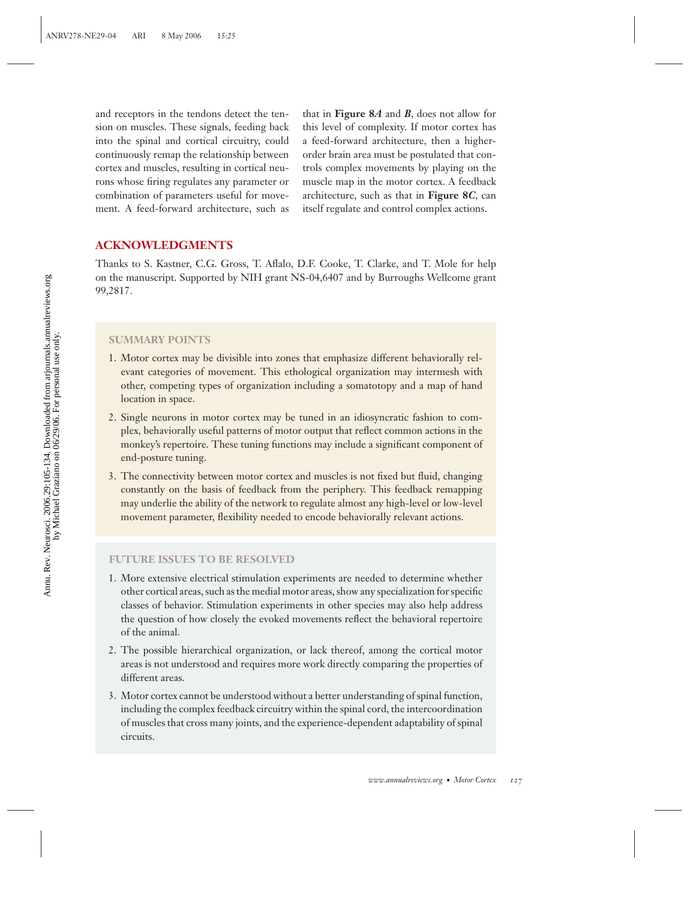and receptors in the tendons detect the tension on muscles. These signals, feeding back into the spinal and cortical circuitry, could continuously remap the relationship between cortex and muscles, resulting in cortical neurons whose firing regulates any parameter or combination of parameters useful for movement. A feed-forward architecture, such as that in **Figure 8*A*** and ***B***, does not allow for this level of complexity. If motor cortex has a feed-forward architecture, then a higher-order brain area must be postulated that controls complex movements by playing on the muscle map in the motor cortex. A feedback architecture, such as that in **Figure 8*C***, can itself regulate and control complex actions.

## ACKNOWLEDGMENTS

Thanks to S. Kastner, C.G. Gross, T. Aflalo, D.F. Cooke, T. Clarke, and T. Mole for help on the manuscript. Supported by NIH grant NS-04,6407 and by Burroughs Wellcome grant 99,2817.

### SUMMARY POINTS

1. Motor cortex may be divisible into zones that emphasize different behaviorally relevant categories of movement. This ethological organization may intermesh with other, competing types of organization including a somatotopy and a map of hand location in space.
2. Single neurons in motor cortex may be tuned in an idiosyncratic fashion to complex, behaviorally useful patterns of motor output that reflect common actions in the monkey's repertoire. These tuning functions may include a significant component of end-posture tuning.
3. The connectivity between motor cortex and muscles is not fixed but fluid, changing constantly on the basis of feedback from the periphery. This feedback remapping may underlie the ability of the network to regulate almost any high-level or low-level movement parameter, flexibility needed to encode behaviorally relevant actions.

### FUTURE ISSUES TO BE RESOLVED

1. More extensive electrical stimulation experiments are needed to determine whether other cortical areas, such as the medial motor areas, show any specialization for specific classes of behavior. Stimulation experiments in other species may also help address the question of how closely the evoked movements reflect the behavioral repertoire of the animal.
2. The possible hierarchical organization, or lack thereof, among the cortical motor areas is not understood and requires more work directly comparing the properties of different areas.
3. Motor cortex cannot be understood without a better understanding of spinal function, including the complex feedback circuitry within the spinal cord, the intercoordination of muscles that cross many joints, and the experience-dependent adaptability of spinal circuits.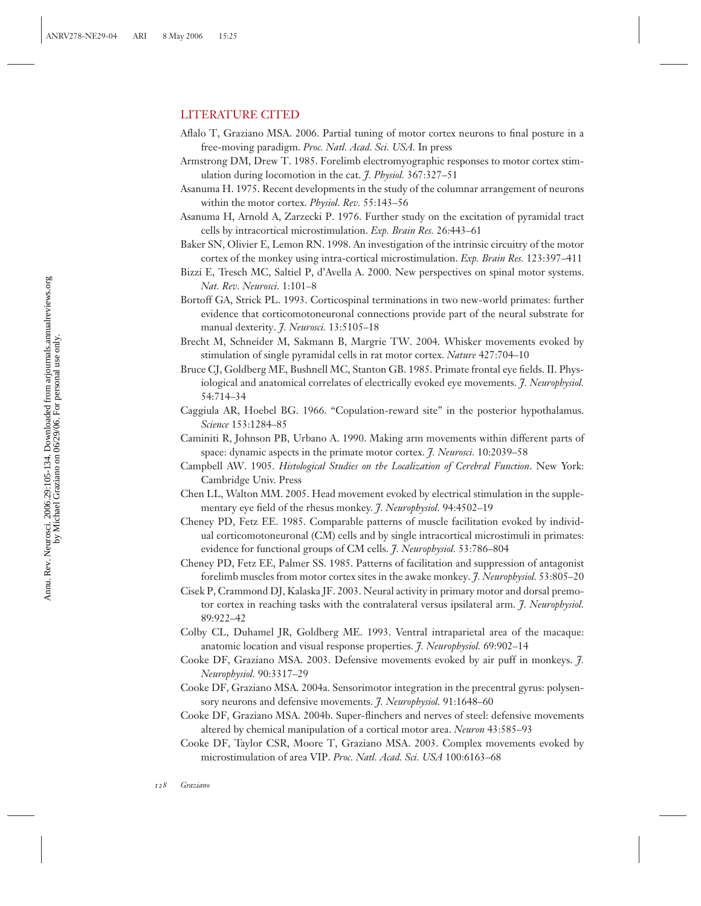## LITERATURE CITED

Aflalo T, Graziano MSA. 2006. Partial tuning of motor cortex neurons to final posture in a free-moving paradigm. *Proc. Natl. Acad. Sci. USA*. In press

Armstrong DM, Drew T. 1985. Forelimb electromyographic responses to motor cortex stimulation during locomotion in the cat. *J. Physiol.* 367:327–51

Asanuma H. 1975. Recent developments in the study of the columnar arrangement of neurons within the motor cortex. *Physiol. Rev.* 55:143–56

Asanuma H, Arnold A, Zarzecki P. 1976. Further study on the excitation of pyramidal tract cells by intracortical microstimulation. *Exp. Brain Res.* 26:443–61

Baker SN, Olivier E, Lemon RN. 1998. An investigation of the intrinsic circuitry of the motor cortex of the monkey using intra-cortical microstimulation. *Exp. Brain Res.* 123:397–411

Bizzi E, Tresch MC, Saltiel P, d'Avella A. 2000. New perspectives on spinal motor systems. *Nat. Rev. Neurosci.* 1:101–8

Bortoff GA, Strick PL. 1993. Corticospinal terminations in two new-world primates: further evidence that corticomotoneuronal connections provide part of the neural substrate for manual dexterity. *J. Neurosci.* 13:5105–18

Brecht M, Schneider M, Sakmann B, Margrie TW. 2004. Whisker movements evoked by stimulation of single pyramidal cells in rat motor cortex. *Nature* 427:704–10

Bruce CJ, Goldberg ME, Bushnell MC, Stanton GB. 1985. Primate frontal eye fields. II. Physiological and anatomical correlates of electrically evoked eye movements. *J. Neurophysiol.* 54:714–34

Caggiula AR, Hoebel BG. 1966. "Copulation-reward site" in the posterior hypothalamus. *Science* 153:1284–85

Caminiti R, Johnson PB, Urbano A. 1990. Making arm movements within different parts of space: dynamic aspects in the primate motor cortex. *J. Neurosci.* 10:2039–58

Campbell AW. 1905. *Histological Studies on the Localization of Cerebral Function*. New York: Cambridge Univ. Press

Chen LL, Walton MM. 2005. Head movement evoked by electrical stimulation in the supplementary eye field of the rhesus monkey. *J. Neurophysiol.* 94:4502–19

Cheney PD, Fetz EE. 1985. Comparable patterns of muscle facilitation evoked by individual corticomotoneuronal (CM) cells and by single intracortical microstimuli in primates: evidence for functional groups of CM cells. *J. Neurophysiol.* 53:786–804

Cheney PD, Fetz EE, Palmer SS. 1985. Patterns of facilitation and suppression of antagonist forelimb muscles from motor cortex sites in the awake monkey. *J. Neurophysiol.* 53:805–20

Cisek P, Crammond DJ, Kalaska JF. 2003. Neural activity in primary motor and dorsal premotor cortex in reaching tasks with the contralateral versus ipsilateral arm. *J. Neurophysiol.* 89:922–42

Colby CL, Duhamel JR, Goldberg ME. 1993. Ventral intraparietal area of the macaque: anatomic location and visual response properties. *J. Neurophysiol.* 69:902–14

Cooke DF, Graziano MSA. 2003. Defensive movements evoked by air puff in monkeys. *J. Neurophysiol.* 90:3317–29

Cooke DF, Graziano MSA. 2004a. Sensorimotor integration in the precentral gyrus: polysensory neurons and defensive movements. *J. Neurophysiol.* 91:1648–60

Cooke DF, Graziano MSA. 2004b. Super-flinchers and nerves of steel: defensive movements altered by chemical manipulation of a cortical motor area. *Neuron* 43:585–93

Cooke DF, Taylor CSR, Moore T, Graziano MSA. 2003. Complex movements evoked by microstimulation of area VIP. *Proc. Natl. Acad. Sci. USA* 100:6163–68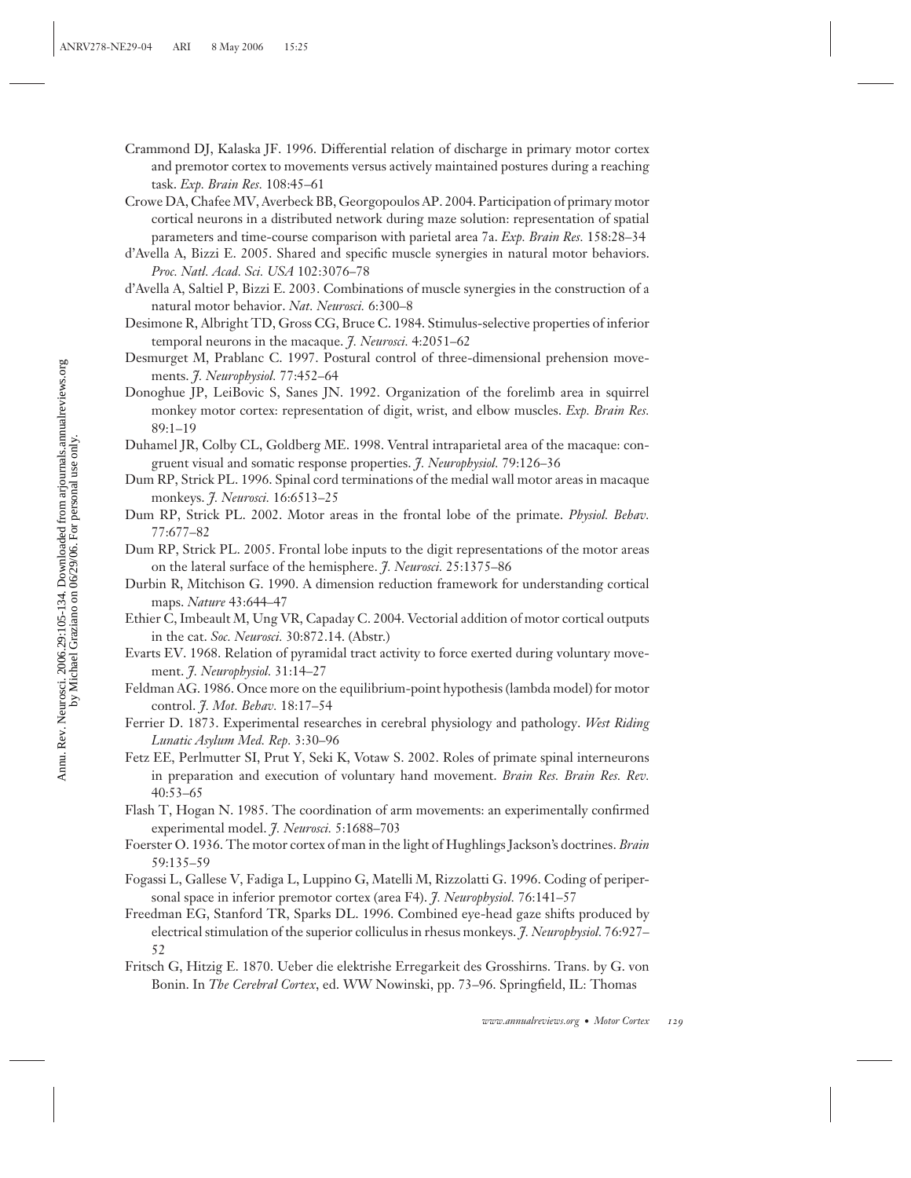Crammond DJ, Kalaska JF. 1996. Differential relation of discharge in primary motor cortex and premotor cortex to movements versus actively maintained postures during a reaching task. *Exp. Brain Res.* 108:45–61

Crowe DA, Chafee MV, Averbeck BB, Georgopoulos AP. 2004. Participation of primary motor cortical neurons in a distributed network during maze solution: representation of spatial parameters and time-course comparison with parietal area 7a. *Exp. Brain Res.* 158:28–34

d'Avella A, Bizzi E. 2005. Shared and specific muscle synergies in natural motor behaviors. *Proc. Natl. Acad. Sci. USA* 102:3076–78

d'Avella A, Saltiel P, Bizzi E. 2003. Combinations of muscle synergies in the construction of a natural motor behavior. *Nat. Neurosci.* 6:300–8

Desimone R, Albright TD, Gross CG, Bruce C. 1984. Stimulus-selective properties of inferior temporal neurons in the macaque. *J. Neurosci.* 4:2051–62

Desmurget M, Prablanc C. 1997. Postural control of three-dimensional prehension movements. *J. Neurophysiol.* 77:452–64

Donoghue JP, LeiBovic S, Sanes JN. 1992. Organization of the forelimb area in squirrel monkey motor cortex: representation of digit, wrist, and elbow muscles. *Exp. Brain Res.* 89:1–19

Duhamel JR, Colby CL, Goldberg ME. 1998. Ventral intraparietal area of the macaque: congruent visual and somatic response properties. *J. Neurophysiol.* 79:126–36

Dum RP, Strick PL. 1996. Spinal cord terminations of the medial wall motor areas in macaque monkeys. *J. Neurosci.* 16:6513–25

Dum RP, Strick PL. 2002. Motor areas in the frontal lobe of the primate. *Physiol. Behav.* 77:677–82

Dum RP, Strick PL. 2005. Frontal lobe inputs to the digit representations of the motor areas on the lateral surface of the hemisphere. *J. Neurosci.* 25:1375–86

Durbin R, Mitchison G. 1990. A dimension reduction framework for understanding cortical maps. *Nature* 43:644–47

Ethier C, Imbeault M, Ung VR, Capaday C. 2004. Vectorial addition of motor cortical outputs in the cat. *Soc. Neurosci.* 30:872.14. (Abstr.)

Evarts EV. 1968. Relation of pyramidal tract activity to force exerted during voluntary movement. *J. Neurophysiol.* 31:14–27

Feldman AG. 1986. Once more on the equilibrium-point hypothesis (lambda model) for motor control. *J. Mot. Behav.* 18:17–54

Ferrier D. 1873. Experimental researches in cerebral physiology and pathology. *West Riding Lunatic Asylum Med. Rep.* 3:30–96

Fetz EE, Perlmutter SI, Prut Y, Seki K, Votaw S. 2002. Roles of primate spinal interneurons in preparation and execution of voluntary hand movement. *Brain Res. Brain Res. Rev.* 40:53–65

Flash T, Hogan N. 1985. The coordination of arm movements: an experimentally confirmed experimental model. *J. Neurosci.* 5:1688–703

Foerster O. 1936. The motor cortex of man in the light of Hughlings Jackson's doctrines. *Brain* 59:135–59

Fogassi L, Gallese V, Fadiga L, Luppino G, Matelli M, Rizzolatti G. 1996. Coding of peripersonal space in inferior premotor cortex (area F4). *J. Neurophysiol.* 76:141–57

Freedman EG, Stanford TR, Sparks DL. 1996. Combined eye-head gaze shifts produced by electrical stimulation of the superior colliculus in rhesus monkeys. *J. Neurophysiol.* 76:927–52

Fritsch G, Hitzig E. 1870. Ueber die elektrishe Erregarkeit des Grosshirns. Trans. by G. von Bonin. In *The Cerebral Cortex*, ed. WW Nowinski, pp. 73–96. Springfield, IL: Thomas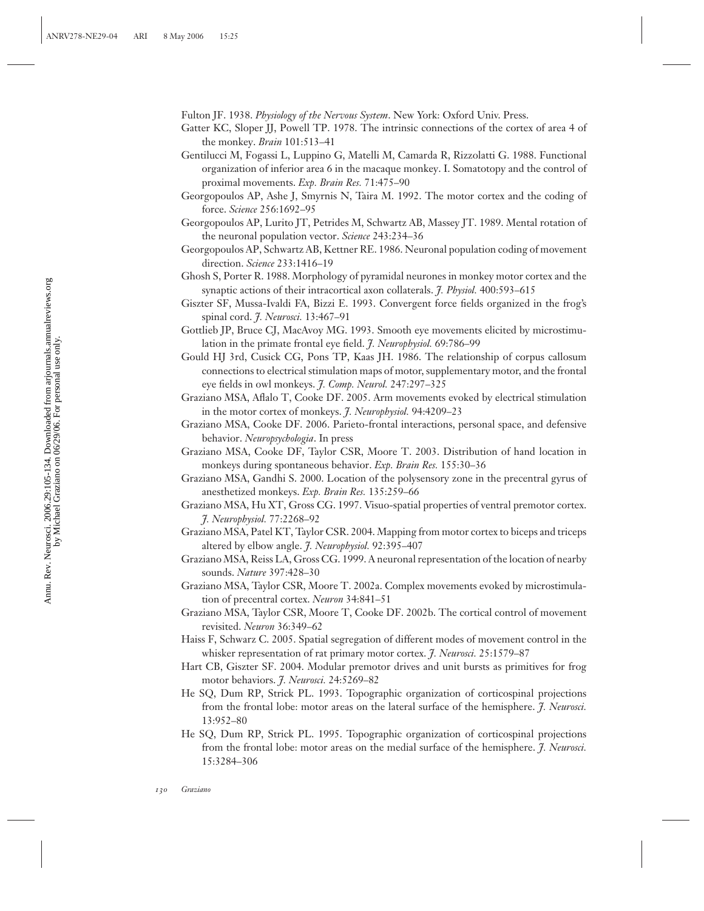Fulton JF. 1938. *Physiology of the Nervous System*. New York: Oxford Univ. Press.

Gatter KC, Sloper JJ, Powell TP. 1978. The intrinsic connections of the cortex of area 4 of the monkey. *Brain* 101:513–41

Gentilucci M, Fogassi L, Luppino G, Matelli M, Camarda R, Rizzolatti G. 1988. Functional organization of inferior area 6 in the macaque monkey. I. Somatotopy and the control of proximal movements. *Exp. Brain Res.* 71:475–90

Georgopoulos AP, Ashe J, Smyrnis N, Taira M. 1992. The motor cortex and the coding of force. *Science* 256:1692–95

Georgopoulos AP, Lurito JT, Petrides M, Schwartz AB, Massey JT. 1989. Mental rotation of the neuronal population vector. *Science* 243:234–36

Georgopoulos AP, Schwartz AB, Kettner RE. 1986. Neuronal population coding of movement direction. *Science* 233:1416–19

Ghosh S, Porter R. 1988. Morphology of pyramidal neurones in monkey motor cortex and the synaptic actions of their intracortical axon collaterals. *J. Physiol.* 400:593–615

Giszter SF, Mussa-Ivaldi FA, Bizzi E. 1993. Convergent force fields organized in the frog's spinal cord. *J. Neurosci.* 13:467–91

Gottlieb JP, Bruce CJ, MacAvoy MG. 1993. Smooth eye movements elicited by microstimulation in the primate frontal eye field. *J. Neurophysiol.* 69:786–99

Gould HJ 3rd, Cusick CG, Pons TP, Kaas JH. 1986. The relationship of corpus callosum connections to electrical stimulation maps of motor, supplementary motor, and the frontal eye fields in owl monkeys. *J. Comp. Neurol.* 247:297–325

Graziano MSA, Aflalo T, Cooke DF. 2005. Arm movements evoked by electrical stimulation in the motor cortex of monkeys. *J. Neurophysiol.* 94:4209–23

Graziano MSA, Cooke DF. 2006. Parieto-frontal interactions, personal space, and defensive behavior. *Neuropsychologia*. In press

Graziano MSA, Cooke DF, Taylor CSR, Moore T. 2003. Distribution of hand location in monkeys during spontaneous behavior. *Exp. Brain Res.* 155:30–36

Graziano MSA, Gandhi S. 2000. Location of the polysensory zone in the precentral gyrus of anesthetized monkeys. *Exp. Brain Res.* 135:259–66

Graziano MSA, Hu XT, Gross CG. 1997. Visuo-spatial properties of ventral premotor cortex. *J. Neurophysiol.* 77:2268–92

Graziano MSA, Patel KT, Taylor CSR. 2004. Mapping from motor cortex to biceps and triceps altered by elbow angle. *J. Neurophysiol.* 92:395–407

Graziano MSA, Reiss LA, Gross CG. 1999. A neuronal representation of the location of nearby sounds. *Nature* 397:428–30

Graziano MSA, Taylor CSR, Moore T. 2002a. Complex movements evoked by microstimulation of precentral cortex. *Neuron* 34:841–51

Graziano MSA, Taylor CSR, Moore T, Cooke DF. 2002b. The cortical control of movement revisited. *Neuron* 36:349–62

Haiss F, Schwarz C. 2005. Spatial segregation of different modes of movement control in the whisker representation of rat primary motor cortex. *J. Neurosci.* 25:1579–87

Hart CB, Giszter SF. 2004. Modular premotor drives and unit bursts as primitives for frog motor behaviors. *J. Neurosci.* 24:5269–82

He SQ, Dum RP, Strick PL. 1993. Topographic organization of corticospinal projections from the frontal lobe: motor areas on the lateral surface of the hemisphere. *J. Neurosci.* 13:952–80

He SQ, Dum RP, Strick PL. 1995. Topographic organization of corticospinal projections from the frontal lobe: motor areas on the medial surface of the hemisphere. *J. Neurosci.* 15:3284–306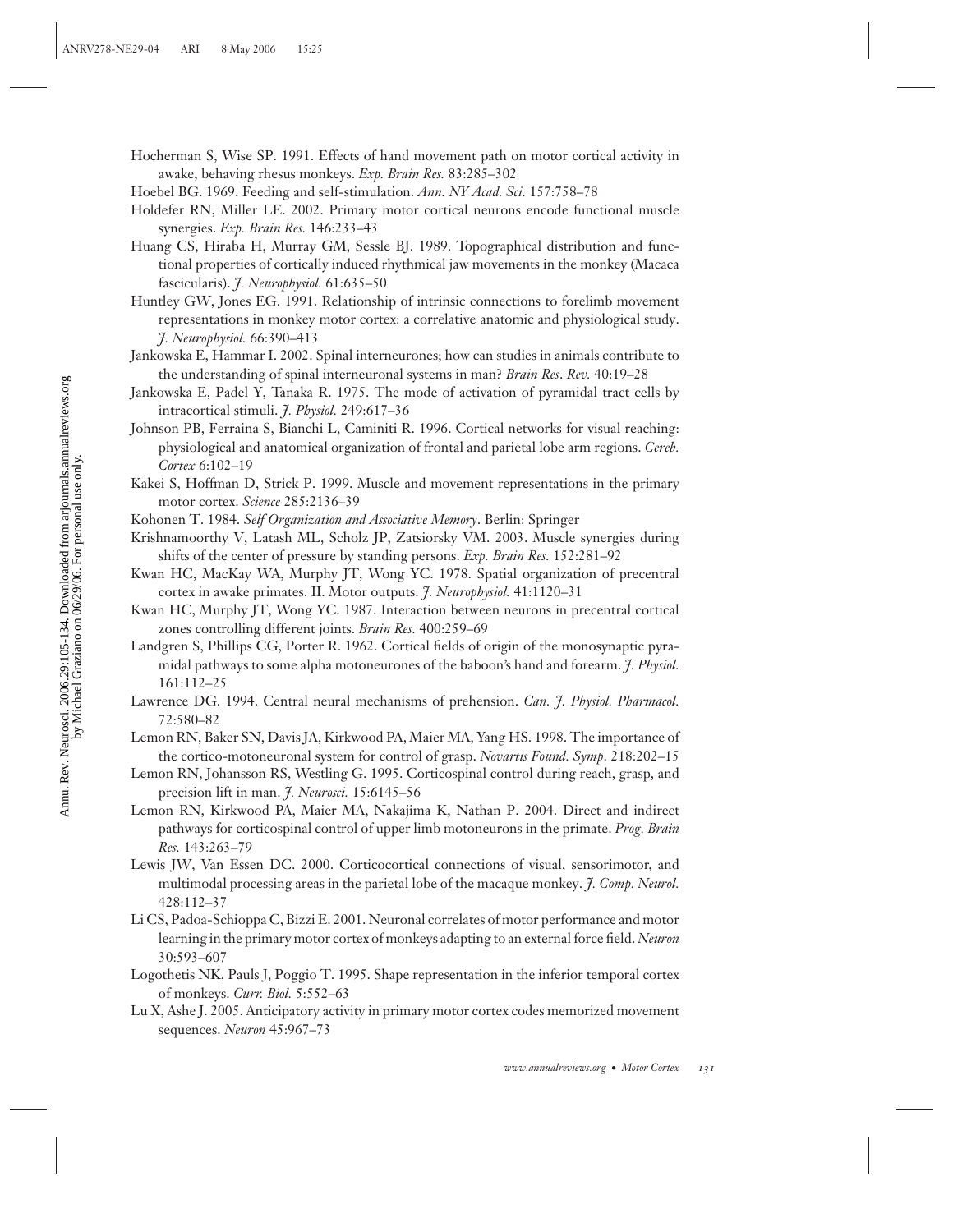Hocherman S, Wise SP. 1991. Effects of hand movement path on motor cortical activity in awake, behaving rhesus monkeys. *Exp. Brain Res.* 83:285–302

Hoebel BG. 1969. Feeding and self-stimulation. *Ann. NY Acad. Sci.* 157:758–78

Holdefer RN, Miller LE. 2002. Primary motor cortical neurons encode functional muscle synergies. *Exp. Brain Res.* 146:233–43

Huang CS, Hiraba H, Murray GM, Sessle BJ. 1989. Topographical distribution and functional properties of cortically induced rhythmical jaw movements in the monkey (Macaca fascicularis). *J. Neurophysiol.* 61:635–50

Huntley GW, Jones EG. 1991. Relationship of intrinsic connections to forelimb movement representations in monkey motor cortex: a correlative anatomic and physiological study. *J. Neurophysiol.* 66:390–413

Jankowska E, Hammar I. 2002. Spinal interneurones; how can studies in animals contribute to the understanding of spinal interneuronal systems in man? *Brain Res. Rev.* 40:19–28

Jankowska E, Padel Y, Tanaka R. 1975. The mode of activation of pyramidal tract cells by intracortical stimuli. *J. Physiol.* 249:617–36

Johnson PB, Ferraina S, Bianchi L, Caminiti R. 1996. Cortical networks for visual reaching: physiological and anatomical organization of frontal and parietal lobe arm regions. *Cereb. Cortex* 6:102–19

Kakei S, Hoffman D, Strick P. 1999. Muscle and movement representations in the primary motor cortex. *Science* 285:2136–39

Kohonen T. 1984. *Self Organization and Associative Memory*. Berlin: Springer

Krishnamoorthy V, Latash ML, Scholz JP, Zatsiorsky VM. 2003. Muscle synergies during shifts of the center of pressure by standing persons. *Exp. Brain Res.* 152:281–92

Kwan HC, MacKay WA, Murphy JT, Wong YC. 1978. Spatial organization of precentral cortex in awake primates. II. Motor outputs. *J. Neurophysiol.* 41:1120–31

Kwan HC, Murphy JT, Wong YC. 1987. Interaction between neurons in precentral cortical zones controlling different joints. *Brain Res.* 400:259–69

Landgren S, Phillips CG, Porter R. 1962. Cortical fields of origin of the monosynaptic pyramidal pathways to some alpha motoneurones of the baboon's hand and forearm. *J. Physiol.* 161:112–25

Lawrence DG. 1994. Central neural mechanisms of prehension. *Can. J. Physiol. Pharmacol.* 72:580–82

Lemon RN, Baker SN, Davis JA, Kirkwood PA, Maier MA, Yang HS. 1998. The importance of the cortico-motoneuronal system for control of grasp. *Novartis Found. Symp*. 218:202–15

Lemon RN, Johansson RS, Westling G. 1995. Corticospinal control during reach, grasp, and precision lift in man. *J. Neurosci.* 15:6145–56

Lemon RN, Kirkwood PA, Maier MA, Nakajima K, Nathan P. 2004. Direct and indirect pathways for corticospinal control of upper limb motoneurons in the primate. *Prog. Brain Res.* 143:263–79

Lewis JW, Van Essen DC. 2000. Corticocortical connections of visual, sensorimotor, and multimodal processing areas in the parietal lobe of the macaque monkey. *J. Comp. Neurol.* 428:112–37

Li CS, Padoa-Schioppa C, Bizzi E. 2001. Neuronal correlates of motor performance and motor learning in the primary motor cortex of monkeys adapting to an external force field. *Neuron* 30:593–607

Logothetis NK, Pauls J, Poggio T. 1995. Shape representation in the inferior temporal cortex of monkeys. *Curr. Biol.* 5:552–63

Lu X, Ashe J. 2005. Anticipatory activity in primary motor cortex codes memorized movement sequences. *Neuron* 45:967–73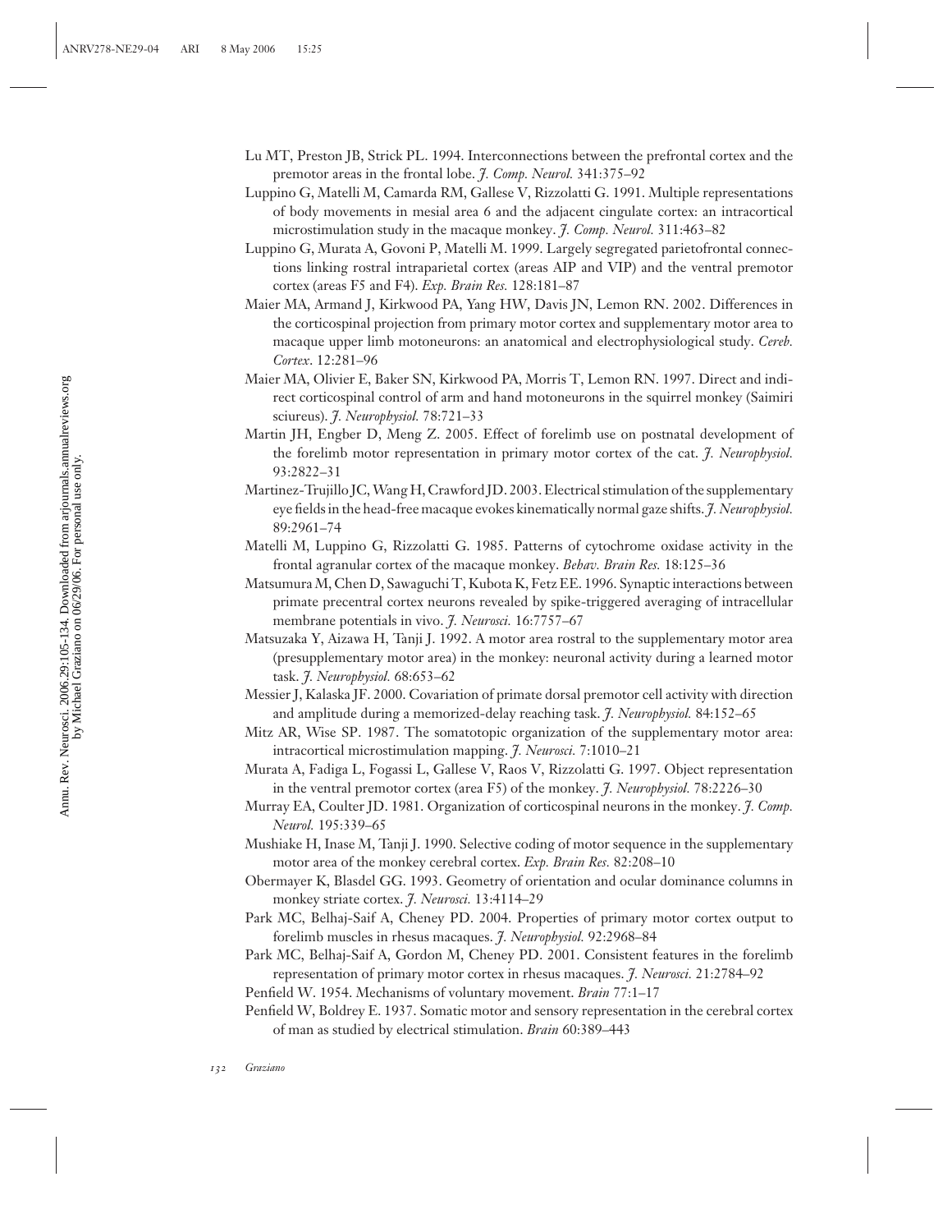Lu MT, Preston JB, Strick PL. 1994. Interconnections between the prefrontal cortex and the premotor areas in the frontal lobe. *J. Comp. Neurol.* 341:375–92

Luppino G, Matelli M, Camarda RM, Gallese V, Rizzolatti G. 1991. Multiple representations of body movements in mesial area 6 and the adjacent cingulate cortex: an intracortical microstimulation study in the macaque monkey. *J. Comp. Neurol.* 311:463–82

Luppino G, Murata A, Govoni P, Matelli M. 1999. Largely segregated parietofrontal connections linking rostral intraparietal cortex (areas AIP and VIP) and the ventral premotor cortex (areas F5 and F4). *Exp. Brain Res.* 128:181–87

Maier MA, Armand J, Kirkwood PA, Yang HW, Davis JN, Lemon RN. 2002. Differences in the corticospinal projection from primary motor cortex and supplementary motor area to macaque upper limb motoneurons: an anatomical and electrophysiological study. *Cereb. Cortex*. 12:281–96

Maier MA, Olivier E, Baker SN, Kirkwood PA, Morris T, Lemon RN. 1997. Direct and indirect corticospinal control of arm and hand motoneurons in the squirrel monkey (Saimiri sciureus). *J. Neurophysiol.* 78:721–33

Martin JH, Engber D, Meng Z. 2005. Effect of forelimb use on postnatal development of the forelimb motor representation in primary motor cortex of the cat. *J. Neurophysiol.* 93:2822–31

Martinez-Trujillo JC, Wang H, Crawford JD. 2003. Electrical stimulation of the supplementary eye fields in the head-free macaque evokes kinematically normal gaze shifts. *J. Neurophysiol.* 89:2961–74

Matelli M, Luppino G, Rizzolatti G. 1985. Patterns of cytochrome oxidase activity in the frontal agranular cortex of the macaque monkey. *Behav. Brain Res.* 18:125–36

Matsumura M, Chen D, Sawaguchi T, Kubota K, Fetz EE. 1996. Synaptic interactions between primate precentral cortex neurons revealed by spike-triggered averaging of intracellular membrane potentials in vivo. *J. Neurosci.* 16:7757–67

Matsuzaka Y, Aizawa H, Tanji J. 1992. A motor area rostral to the supplementary motor area (presupplementary motor area) in the monkey: neuronal activity during a learned motor task. *J. Neurophysiol.* 68:653–62

Messier J, Kalaska JF. 2000. Covariation of primate dorsal premotor cell activity with direction and amplitude during a memorized-delay reaching task. *J. Neurophysiol.* 84:152–65

Mitz AR, Wise SP. 1987. The somatotopic organization of the supplementary motor area: intracortical microstimulation mapping. *J. Neurosci.* 7:1010–21

Murata A, Fadiga L, Fogassi L, Gallese V, Raos V, Rizzolatti G. 1997. Object representation in the ventral premotor cortex (area F5) of the monkey. *J. Neurophysiol.* 78:2226–30

Murray EA, Coulter JD. 1981. Organization of corticospinal neurons in the monkey. *J. Comp. Neurol.* 195:339–65

Mushiake H, Inase M, Tanji J. 1990. Selective coding of motor sequence in the supplementary motor area of the monkey cerebral cortex. *Exp. Brain Res.* 82:208–10

Obermayer K, Blasdel GG. 1993. Geometry of orientation and ocular dominance columns in monkey striate cortex. *J. Neurosci.* 13:4114–29

Park MC, Belhaj-Saif A, Cheney PD. 2004. Properties of primary motor cortex output to forelimb muscles in rhesus macaques. *J. Neurophysiol.* 92:2968–84

Park MC, Belhaj-Saif A, Gordon M, Cheney PD. 2001. Consistent features in the forelimb representation of primary motor cortex in rhesus macaques. *J. Neurosci.* 21:2784–92

Penfield W. 1954. Mechanisms of voluntary movement. *Brain* 77:1–17

Penfield W, Boldrey E. 1937. Somatic motor and sensory representation in the cerebral cortex of man as studied by electrical stimulation. *Brain* 60:389–443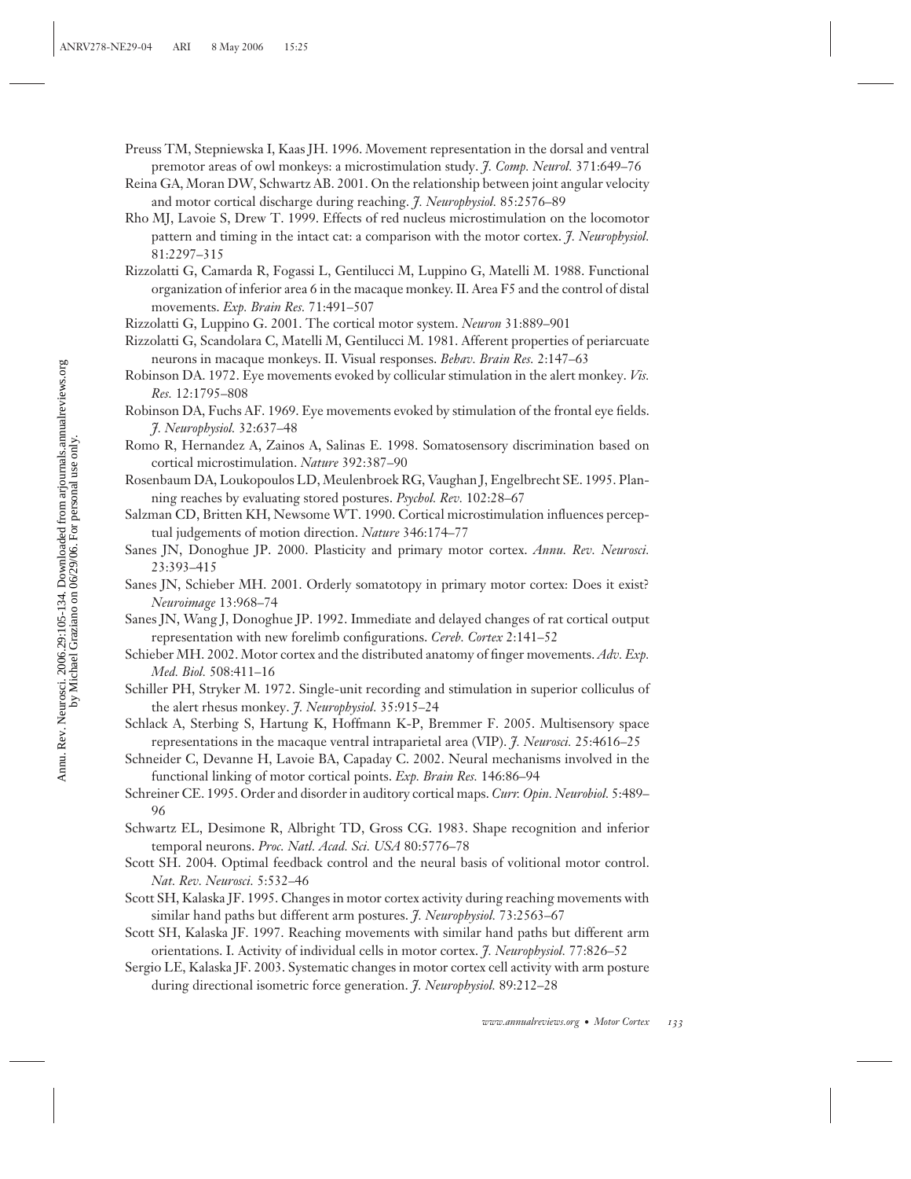Preuss TM, Stepniewska I, Kaas JH. 1996. Movement representation in the dorsal and ventral premotor areas of owl monkeys: a microstimulation study. *J. Comp. Neurol.* 371:649–76

Reina GA, Moran DW, Schwartz AB. 2001. On the relationship between joint angular velocity and motor cortical discharge during reaching. *J. Neurophysiol.* 85:2576–89

Rho MJ, Lavoie S, Drew T. 1999. Effects of red nucleus microstimulation on the locomotor pattern and timing in the intact cat: a comparison with the motor cortex. *J. Neurophysiol.* 81:2297–315

Rizzolatti G, Camarda R, Fogassi L, Gentilucci M, Luppino G, Matelli M. 1988. Functional organization of inferior area 6 in the macaque monkey. II. Area F5 and the control of distal movements. *Exp. Brain Res.* 71:491–507

Rizzolatti G, Luppino G. 2001. The cortical motor system. *Neuron* 31:889–901

Rizzolatti G, Scandolara C, Matelli M, Gentilucci M. 1981. Afferent properties of periarcuate neurons in macaque monkeys. II. Visual responses. *Behav. Brain Res.* 2:147–63

Robinson DA. 1972. Eye movements evoked by collicular stimulation in the alert monkey. *Vis. Res.* 12:1795–808

Robinson DA, Fuchs AF. 1969. Eye movements evoked by stimulation of the frontal eye fields. *J. Neurophysiol.* 32:637–48

Romo R, Hernandez A, Zainos A, Salinas E. 1998. Somatosensory discrimination based on cortical microstimulation. *Nature* 392:387–90

Rosenbaum DA, Loukopoulos LD, Meulenbroek RG, Vaughan J, Engelbrecht SE. 1995. Planning reaches by evaluating stored postures. *Psychol. Rev.* 102:28–67

Salzman CD, Britten KH, Newsome WT. 1990. Cortical microstimulation influences perceptual judgements of motion direction. *Nature* 346:174–77

Sanes JN, Donoghue JP. 2000. Plasticity and primary motor cortex. *Annu. Rev. Neurosci.* 23:393–415

Sanes JN, Schieber MH. 2001. Orderly somatotopy in primary motor cortex: Does it exist? *Neuroimage* 13:968–74

Sanes JN, Wang J, Donoghue JP. 1992. Immediate and delayed changes of rat cortical output representation with new forelimb configurations. *Cereb. Cortex* 2:141–52

Schieber MH. 2002. Motor cortex and the distributed anatomy of finger movements. *Adv. Exp. Med. Biol.* 508:411–16

Schiller PH, Stryker M. 1972. Single-unit recording and stimulation in superior colliculus of the alert rhesus monkey. *J. Neurophysiol.* 35:915–24

Schlack A, Sterbing S, Hartung K, Hoffmann K-P, Bremmer F. 2005. Multisensory space representations in the macaque ventral intraparietal area (VIP). *J. Neurosci.* 25:4616–25

Schneider C, Devanne H, Lavoie BA, Capaday C. 2002. Neural mechanisms involved in the functional linking of motor cortical points. *Exp. Brain Res.* 146:86–94

Schreiner CE. 1995. Order and disorder in auditory cortical maps. *Curr. Opin. Neurobiol.* 5:489–96

Schwartz EL, Desimone R, Albright TD, Gross CG. 1983. Shape recognition and inferior temporal neurons. *Proc. Natl. Acad. Sci. USA* 80:5776–78

Scott SH. 2004. Optimal feedback control and the neural basis of volitional motor control. *Nat. Rev. Neurosci.* 5:532–46

Scott SH, Kalaska JF. 1995. Changes in motor cortex activity during reaching movements with similar hand paths but different arm postures. *J. Neurophysiol.* 73:2563–67

Scott SH, Kalaska JF. 1997. Reaching movements with similar hand paths but different arm orientations. I. Activity of individual cells in motor cortex. *J. Neurophysiol.* 77:826–52

Sergio LE, Kalaska JF. 2003. Systematic changes in motor cortex cell activity with arm posture during directional isometric force generation. *J. Neurophysiol.* 89:212–28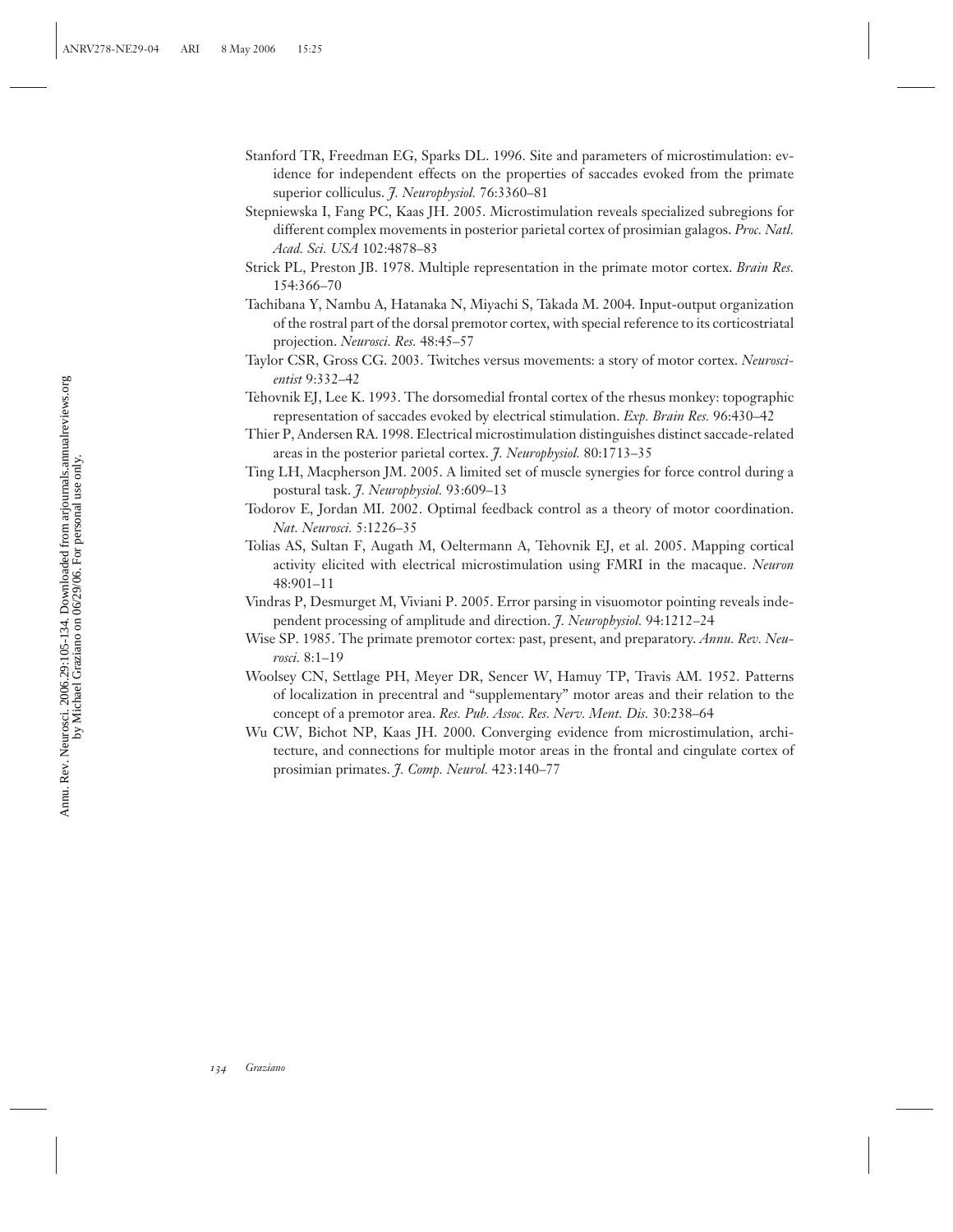Stanford TR, Freedman EG, Sparks DL. 1996. Site and parameters of microstimulation: evidence for independent effects on the properties of saccades evoked from the primate superior colliculus. *J. Neurophysiol.* 76:3360–81

Stepniewska I, Fang PC, Kaas JH. 2005. Microstimulation reveals specialized subregions for different complex movements in posterior parietal cortex of prosimian galagos. *Proc. Natl. Acad. Sci. USA* 102:4878–83

Strick PL, Preston JB. 1978. Multiple representation in the primate motor cortex. *Brain Res.* 154:366–70

Tachibana Y, Nambu A, Hatanaka N, Miyachi S, Takada M. 2004. Input-output organization of the rostral part of the dorsal premotor cortex, with special reference to its corticostriatal projection. *Neurosci. Res.* 48:45–57

Taylor CSR, Gross CG. 2003. Twitches versus movements: a story of motor cortex. *Neuroscientist* 9:332–42

Tehovnik EJ, Lee K. 1993. The dorsomedial frontal cortex of the rhesus monkey: topographic representation of saccades evoked by electrical stimulation. *Exp. Brain Res.* 96:430–42

Thier P, Andersen RA. 1998. Electrical microstimulation distinguishes distinct saccade-related areas in the posterior parietal cortex. *J. Neurophysiol.* 80:1713–35

Ting LH, Macpherson JM. 2005. A limited set of muscle synergies for force control during a postural task. *J. Neurophysiol.* 93:609–13

Todorov E, Jordan MI. 2002. Optimal feedback control as a theory of motor coordination. *Nat. Neurosci.* 5:1226–35

Tolias AS, Sultan F, Augath M, Oeltermann A, Tehovnik EJ, et al. 2005. Mapping cortical activity elicited with electrical microstimulation using FMRI in the macaque. *Neuron* 48:901–11

Vindras P, Desmurget M, Viviani P. 2005. Error parsing in visuomotor pointing reveals independent processing of amplitude and direction. *J. Neurophysiol.* 94:1212–24

Wise SP. 1985. The primate premotor cortex: past, present, and preparatory. *Annu. Rev. Neurosci.* 8:1–19

Woolsey CN, Settlage PH, Meyer DR, Sencer W, Hamuy TP, Travis AM. 1952. Patterns of localization in precentral and "supplementary" motor areas and their relation to the concept of a premotor area. *Res. Pub. Assoc. Res. Nerv. Ment. Dis.* 30:238–64

Wu CW, Bichot NP, Kaas JH. 2000. Converging evidence from microstimulation, architecture, and connections for multiple motor areas in the frontal and cingulate cortex of prosimian primates. *J. Comp. Neurol.* 423:140–77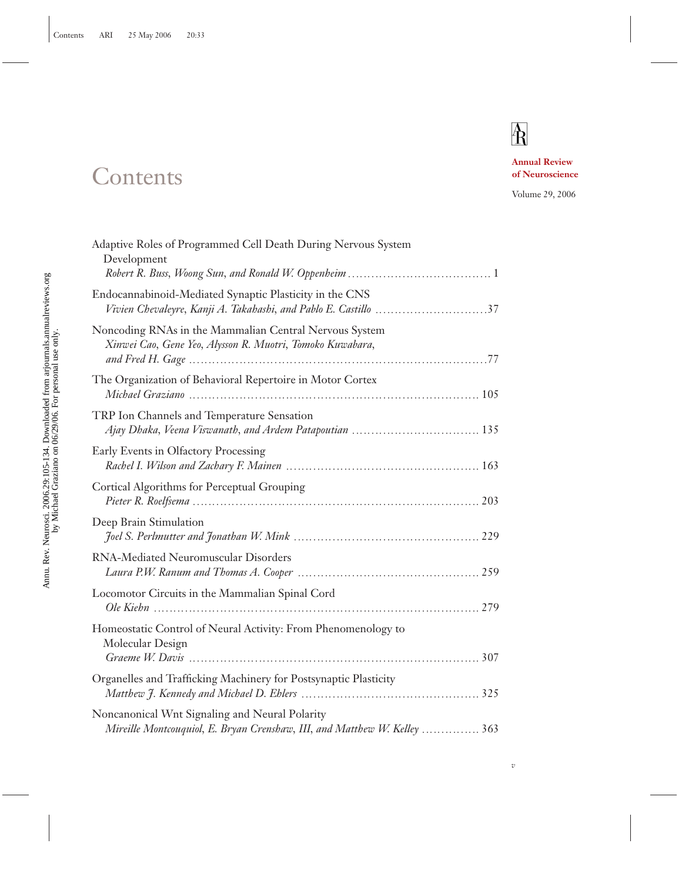# Contents

**Annual Review of Neuroscience**

Volume 29, 2006

Adaptive Roles of Programmed Cell Death During Nervous System Development
*Robert R. Buss, Woong Sun, and Ronald W. Oppenheim* .................................... 1

Endocannabinoid-Mediated Synaptic Plasticity in the CNS
*Vivien Chevaleyre, Kanji A. Takahashi, and Pablo E. Castillo* ............................37

Noncoding RNAs in the Mammalian Central Nervous System
*Xinwei Cao, Gene Yeo, Alysson R. Muotri, Tomoko Kuwabara, and Fred H. Gage* ..........................................................................77

The Organization of Behavioral Repertoire in Motor Cortex
*Michael Graziano* ......................................................................... 105

TRP Ion Channels and Temperature Sensation
*Ajay Dhaka, Veena Viswanath, and Ardem Patapoutian* ................................ 135

Early Events in Olfactory Processing
*Rachel I. Wilson and Zachary F. Mainen* ................................................ 163

Cortical Algorithms for Perceptual Grouping
*Pieter R. Roelfsema* ........................................................................ 203

Deep Brain Stimulation
*Joel S. Perlmutter and Jonathan W. Mink* ............................................... 229

RNA-Mediated Neuromuscular Disorders
*Laura P.W. Ranum and Thomas A. Cooper* .............................................. 259

Locomotor Circuits in the Mammalian Spinal Cord
*Ole Kiehn* .................................................................................. 279

Homeostatic Control of Neural Activity: From Phenomenology to Molecular Design
*Graeme W. Davis* ......................................................................... 307

Organelles and Trafficking Machinery for Postsynaptic Plasticity
*Matthew J. Kennedy and Michael D. Ehlers* ............................................ 325

Noncanonical Wnt Signaling and Neural Polarity
*Mireille Montcouquiol, E. Bryan Crenshaw, III, and Matthew W. Kelley* ............... 363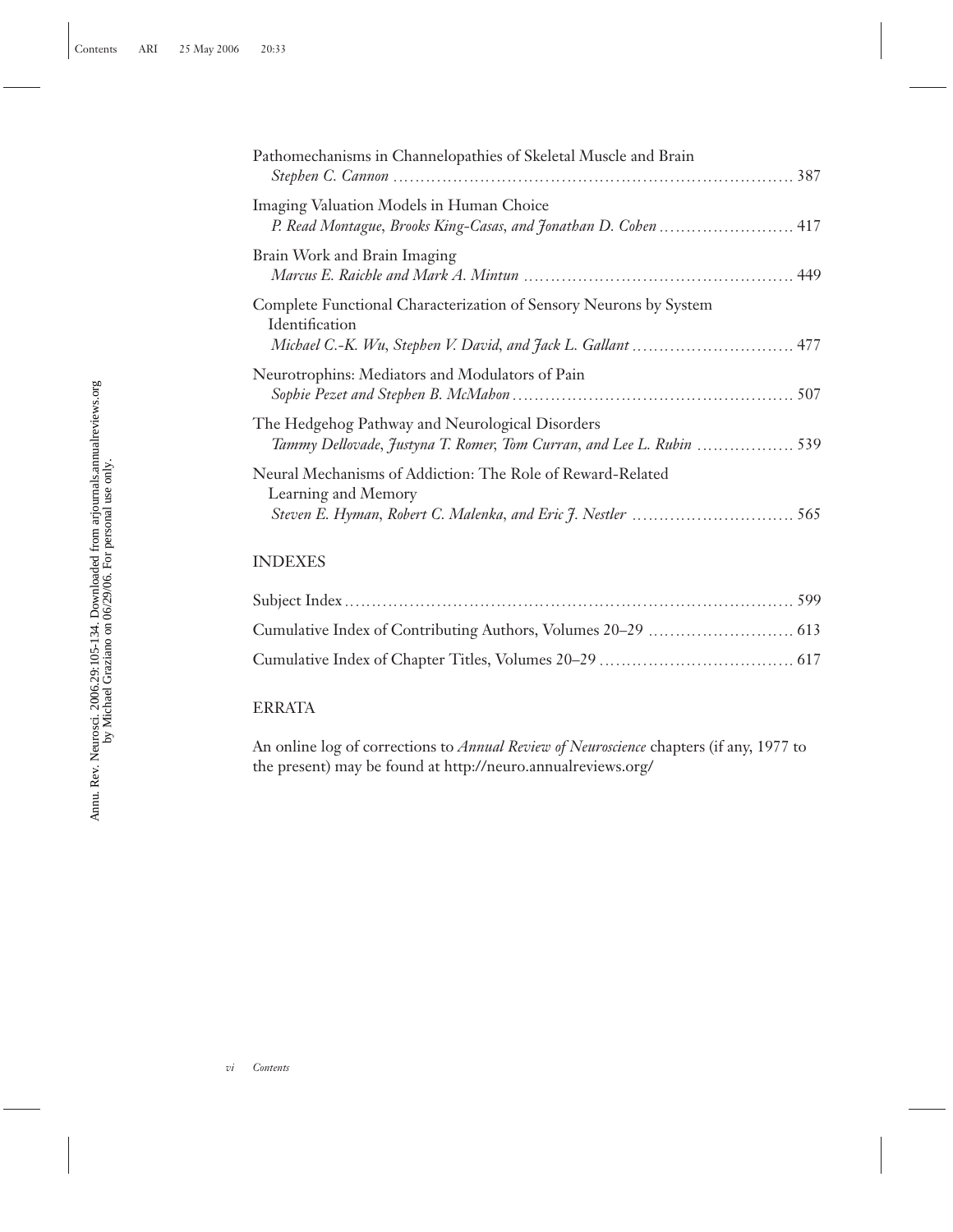Pathomechanisms in Channelopathies of Skeletal Muscle and Brain
*Stephen C. Cannon* .......................................................... 387

Imaging Valuation Models in Human Choice
*P. Read Montague, Brooks King-Casas, and Jonathan D. Cohen* .................... 417

Brain Work and Brain Imaging
*Marcus E. Raichle and Mark A. Mintun* ........................................... 449

Complete Functional Characterization of Sensory Neurons by System Identification
*Michael C.-K. Wu, Stephen V. David, and Jack L. Gallant* ........................ 477

Neurotrophins: Mediators and Modulators of Pain
*Sophie Pezet and Stephen B. McMahon* ............................................ 507

The Hedgehog Pathway and Neurological Disorders
*Tammy Dellovade, Justyna T. Romer, Tom Curran, and Lee L. Rubin* ............... 539

Neural Mechanisms of Addiction: The Role of Reward-Related Learning and Memory
*Steven E. Hyman, Robert C. Malenka, and Eric J. Nestler* ........................ 565

## INDEXES

Subject Index ..................................................................... 599

Cumulative Index of Contributing Authors, Volumes 20–29 ........................... 613

Cumulative Index of Chapter Titles, Volumes 20–29 ................................. 617

## ERRATA

An online log of corrections to *Annual Review of Neuroscience* chapters (if any, 1977 to the present) may be found at http://neuro.annualreviews.org/